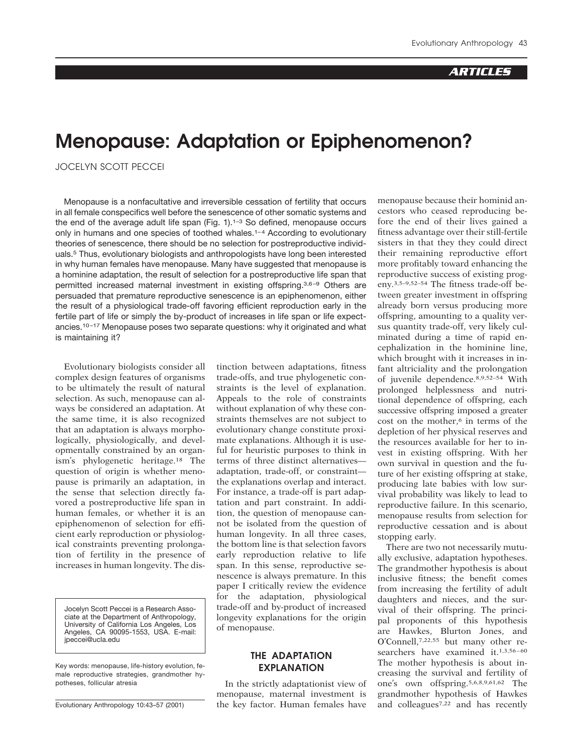ARTICLES

# Menopause: Adaptation or Epiphenomenon?

JOCELYN SCOTT PECCEI

Menopause is a nonfacultative and irreversible cessation of fertility that occurs in all female conspecifics well before the senescence of other somatic systems and the end of the average adult life span (Fig. 1).[1–3] So defined, menopause occurs only in humans and one species of toothed whales.[1–4] According to evolutionary theories of senescence, there should be no selection for postreproductive individuals.[5] Thus, evolutionary biologists and anthropologists have long been interested in why human females have menopause. Many have suggested that menopause is a hominine adaptation, the result of selection for a postreproductive life span that permitted increased maternal investment in existing offspring.[3,6–9] Others are persuaded that premature reproductive senescence is an epiphenomenon, either the result of a physiological trade-off favoring efficient reproduction early in the fertile part of life or simply the by-product of increases in life span or life expectancies.[10–17] Menopause poses two separate questions: why it originated and what is maintaining it?

Evolutionary biologists consider all complex design features of organisms to be ultimately the result of natural selection. As such, menopause can always be considered an adaptation. At the same time, it is also recognized that an adaptation is always morphologically, physiologically, and developmentally constrained by an organism's phylogenetic heritage.[18] The question of origin is whether menopause is primarily an adaptation, in the sense that selection directly favored a postreproductive life span in human females, or whether it is an epiphenomenon of selection for efficient early reproduction or physiological constraints preventing prolongation of fertility in the presence of increases in human longevity. The distinction between adaptations, fitness trade-offs, and true phylogenetic constraints is the level of explanation. Appeals to the role of constraints without explanation of why these constraints themselves are not subject to evolutionary change constitute proximate explanations. Although it is useful for heuristic purposes to think in terms of three distinct alternatives—adaptation, trade-off, or constraint—the explanations overlap and interact. For instance, a trade-off is part adaptation and part constraint. In addition, the question of menopause cannot be isolated from the question of human longevity. In all three cases, the bottom line is that selection favors early reproduction relative to life span. In this sense, reproductive senescence is always premature. In this paper I critically review the evidence for the adaptation, physiological trade-off and by-product of increased longevity explanations for the origin of menopause.

Jocelyn Scott Peccei is a Research Associate at the Department of Anthropology, University of California Los Angeles, Los Angeles, CA 90095-1553, USA. E-mail: jpeccei@ucla.edu

Key words: menopause, life-history evolution, female reproductive strategies, grandmother hypotheses, follicular atresia

## THE ADAPTATION EXPLANATION

In the strictly adaptationist view of menopause, maternal investment is the key factor. Human females have menopause because their hominid ancestors who ceased reproducing before the end of their lives gained a fitness advantage over their still-fertile sisters in that they could direct their remaining reproductive effort more profitably toward enhancing the reproductive success of existing progeny.[3,5–9,52–54] The fitness trade-off between greater investment in offspring already born versus producing more offspring, amounting to a quality versus quantity trade-off, very likely culminated during a time of rapid encephalization in the hominine line, which brought with it increases in infant altriciality and the prolongation of juvenile dependence.[8,9,52–54] With prolonged helplessness and nutritional dependence of offspring, each successive offspring imposed a greater cost on the mother,[6] in terms of the depletion of her physical reserves and the resources available for her to invest in existing offspring. With her own survival in question and the future of her existing offspring at stake, producing late babies with low survival probability was likely to lead to reproductive failure. In this scenario, menopause results from selection for reproductive cessation and is about stopping early.

There are two not necessarily mutually exclusive, adaptation hypotheses. The grandmother hypothesis is about inclusive fitness; the benefit comes from increasing the fertility of adult daughters and nieces, and the survival of their offspring. The principal proponents of this hypothesis are Hawkes, Blurton Jones, and O'Connell,[7,22,55] but many other researchers have examined it.[1,3,56–60] The mother hypothesis is about increasing the survival and fertility of one's own offspring.[5,6,8,9,61,62] The grandmother hypothesis of Hawkes and colleagues[7,22] and has recently

Evolutionary Anthropology 10:43–57 (2001)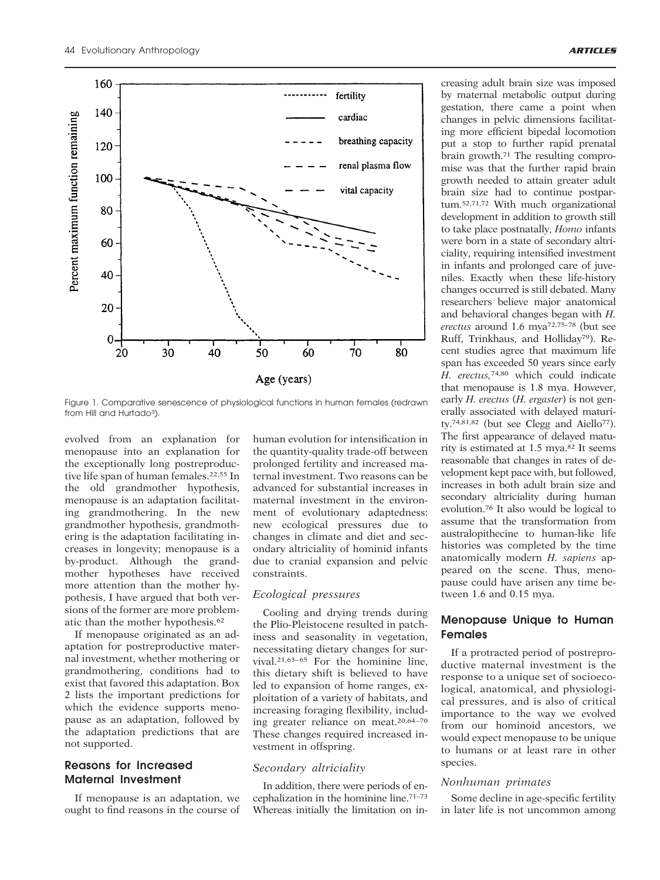Figure 1. Comparative senescence of physiological functions in human females (redrawn from Hill and Hurtado[3]).

evolved from an explanation for menopause into an explanation for the exceptionally long postreproductive life span of human females.[22,55] In the old grandmother hypothesis, menopause is an adaptation facilitating grandmothering. In the new grandmother hypothesis, grandmothering is the adaptation facilitating increases in longevity; menopause is a by-product. Although the grandmother hypotheses have received more attention than the mother hypothesis, I have argued that both versions of the former are more problematic than the mother hypothesis.[62]

If menopause originated as an adaptation for postreproductive maternal investment, whether mothering or grandmothering, conditions had to exist that favored this adaptation. Box 2 lists the important predictions for which the evidence supports menopause as an adaptation, followed by the adaptation predictions that are not supported.

## Reasons for Increased Maternal Investment

If menopause is an adaptation, we ought to find reasons in the course of human evolution for intensification in the quantity-quality trade-off between prolonged fertility and increased maternal investment. Two reasons can be advanced for substantial increases in maternal investment in the environment of evolutionary adaptedness: new ecological pressures due to changes in climate and diet and secondary altriciality of hominid infants due to cranial expansion and pelvic constraints.

### *Ecological pressures*

Cooling and drying trends during the Plio-Pleistocene resulted in patchiness and seasonality in vegetation, necessitating dietary changes for survival.[21,63–65] For the hominine line, this dietary shift is believed to have led to expansion of home ranges, exploitation of a variety of habitats, and increasing foraging flexibility, including greater reliance on meat.[20,64–70] These changes required increased investment in offspring.

### *Secondary altriciality*

In addition, there were periods of encephalization in the hominine line.[71–73] Whereas initially the limitation on increasing adult brain size was imposed by maternal metabolic output during gestation, there came a point when changes in pelvic dimensions facilitating more efficient bipedal locomotion put a stop to further rapid prenatal brain growth.[71] The resulting compromise was that the further rapid brain growth needed to attain greater adult brain size had to continue postpartum.[52,71,72] With much organizational development in addition to growth still to take place postnatally, *Homo* infants were born in a state of secondary altriciality, requiring intensified investment in infants and prolonged care of juveniles. Exactly when these life-history changes occurred is still debated. Many researchers believe major anatomical and behavioral changes began with *H. erectus* around 1.6 mya[72,75–78] (but see Ruff, Trinkhaus, and Holliday[79]). Recent studies agree that maximum life span has exceeded 50 years since early *H. erectus*,[74,80] which could indicate that menopause is 1.8 mya. However, early *H. erectus* (*H. ergaster*) is not generally associated with delayed maturity.[74,81,82] (but see Clegg and Aiello[77]). The first appearance of delayed maturity is estimated at 1.5 mya.[82] It seems reasonable that changes in rates of development kept pace with, but followed, increases in both adult brain size and secondary altriciality during human evolution.[76] It also would be logical to assume that the transformation from australopithecine to human-like life histories was completed by the time anatomically modern *H. sapiens* appeared on the scene. Thus, menopause could have arisen any time between 1.6 and 0.15 mya.

## Menopause Unique to Human Females

If a protracted period of postreproductive maternal investment is the response to a unique set of socioecological, anatomical, and physiological pressures, and is also of critical importance to the way we evolved from our hominoid ancestors, we would expect menopause to be unique to humans or at least rare in other species.

### *Nonhuman primates*

Some decline in age-specific fertility in later life is not uncommon among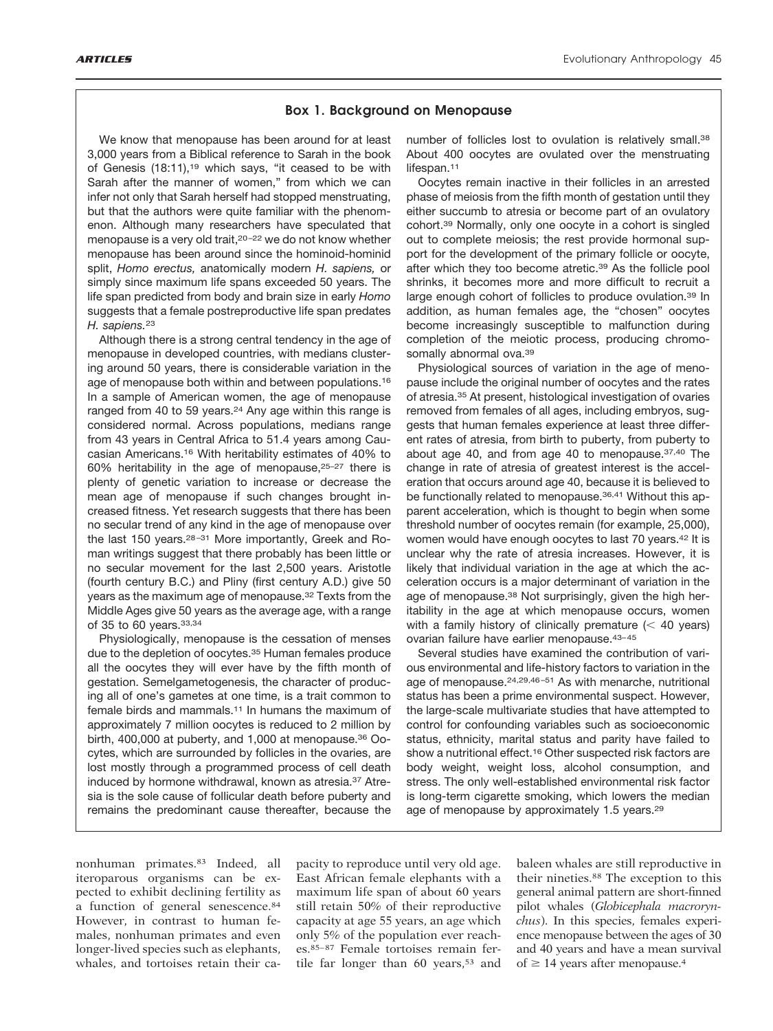## Box 1. Background on Menopause

We know that menopause has been around for at least 3,000 years from a Biblical reference to Sarah in the book of Genesis (18:11),[19] which says, "it ceased to be with Sarah after the manner of women," from which we can infer not only that Sarah herself had stopped menstruating, but that the authors were quite familiar with the phenomenon. Although many researchers have speculated that menopause is a very old trait,[20–22] we do not know whether menopause has been around since the hominoid-hominid split, *Homo erectus,* anatomically modern *H. sapiens,* or simply since maximum life spans exceeded 50 years. The life span predicted from body and brain size in early *Homo* suggests that a female postreproductive life span predates *H. sapiens.*[23]

Although there is a strong central tendency in the age of menopause in developed countries, with medians clustering around 50 years, there is considerable variation in the age of menopause both within and between populations.[16] In a sample of American women, the age of menopause ranged from 40 to 59 years.[24] Any age within this range is considered normal. Across populations, medians range from 43 years in Central Africa to 51.4 years among Caucasian Americans.[16] With heritability estimates of 40% to 60% heritability in the age of menopause,[25–27] there is plenty of genetic variation to increase or decrease the mean age of menopause if such changes brought increased fitness. Yet research suggests that there has been no secular trend of any kind in the age of menopause over the last 150 years.[28–31] More importantly, Greek and Roman writings suggest that there probably has been little or no secular movement for the last 2,500 years. Aristotle (fourth century B.C.) and Pliny (first century A.D.) give 50 years as the maximum age of menopause.[32] Texts from the Middle Ages give 50 years as the average age, with a range of 35 to 60 years.[33,34]

Physiologically, menopause is the cessation of menses due to the depletion of oocytes.[35] Human females produce all the oocytes they will ever have by the fifth month of gestation. Semelgametogenesis, the character of producing all of one's gametes at one time, is a trait common to female birds and mammals.[11] In humans the maximum of approximately 7 million oocytes is reduced to 2 million by birth, 400,000 at puberty, and 1,000 at menopause.[36] Oocytes, which are surrounded by follicles in the ovaries, are lost mostly through a programmed process of cell death induced by hormone withdrawal, known as atresia.[37] Atresia is the sole cause of follicular death before puberty and remains the predominant cause thereafter, because the number of follicles lost to ovulation is relatively small.[38] About 400 oocytes are ovulated over the menstruating lifespan.[11]

Oocytes remain inactive in their follicles in an arrested phase of meiosis from the fifth month of gestation until they either succumb to atresia or become part of an ovulatory cohort.[39] Normally, only one oocyte in a cohort is singled out to complete meiosis; the rest provide hormonal support for the development of the primary follicle or oocyte, after which they too become atretic.[39] As the follicle pool shrinks, it becomes more and more difficult to recruit a large enough cohort of follicles to produce ovulation.[39] In addition, as human females age, the "chosen" oocytes become increasingly susceptible to malfunction during completion of the meiotic process, producing chromosomally abnormal ova.[39]

Physiological sources of variation in the age of menopause include the original number of oocytes and the rates of atresia.[35] At present, histological investigation of ovaries removed from females of all ages, including embryos, suggests that human females experience at least three different rates of atresia, from birth to puberty, from puberty to about age 40, and from age 40 to menopause.[37,40] The change in rate of atresia of greatest interest is the acceleration that occurs around age 40, because it is believed to be functionally related to menopause.[36,41] Without this apparent acceleration, which is thought to begin when some threshold number of oocytes remain (for example, 25,000), women would have enough oocytes to last 70 years.[42] It is unclear why the rate of atresia increases. However, it is likely that individual variation in the age at which the acceleration occurs is a major determinant of variation in the age of menopause.[38] Not surprisingly, given the high heritability in the age at which menopause occurs, women with a family history of clinically premature ($<$ 40 years) ovarian failure have earlier menopause.[43–45]

Several studies have examined the contribution of various environmental and life-history factors to variation in the age of menopause.[24,29,46–51] As with menarche, nutritional status has been a prime environmental suspect. However, the large-scale multivariate studies that have attempted to control for confounding variables such as socioeconomic status, ethnicity, marital status and parity have failed to show a nutritional effect.[16] Other suspected risk factors are body weight, weight loss, alcohol consumption, and stress. The only well-established environmental risk factor is long-term cigarette smoking, which lowers the median age of menopause by approximately 1.5 years.[29]

---

nonhuman primates.[83] Indeed, all iteroparous organisms can be expected to exhibit declining fertility as a function of general senescence.[84] However, in contrast to human females, nonhuman primates and even longer-lived species such as elephants, whales, and tortoises retain their capacity to reproduce until very old age. East African female elephants with a maximum life span of about 60 years still retain 50% of their reproductive capacity at age 55 years, an age which only 5% of the population ever reaches.[85–87] Female tortoises remain fertile far longer than 60 years,[53] and baleen whales are still reproductive in their nineties.[88] The exception to this general animal pattern are short-finned pilot whales (*Globicephala macrorynchus*). In this species, females experience menopause between the ages of 30 and 40 years and have a mean survival of $\geq$ 14 years after menopause.[4]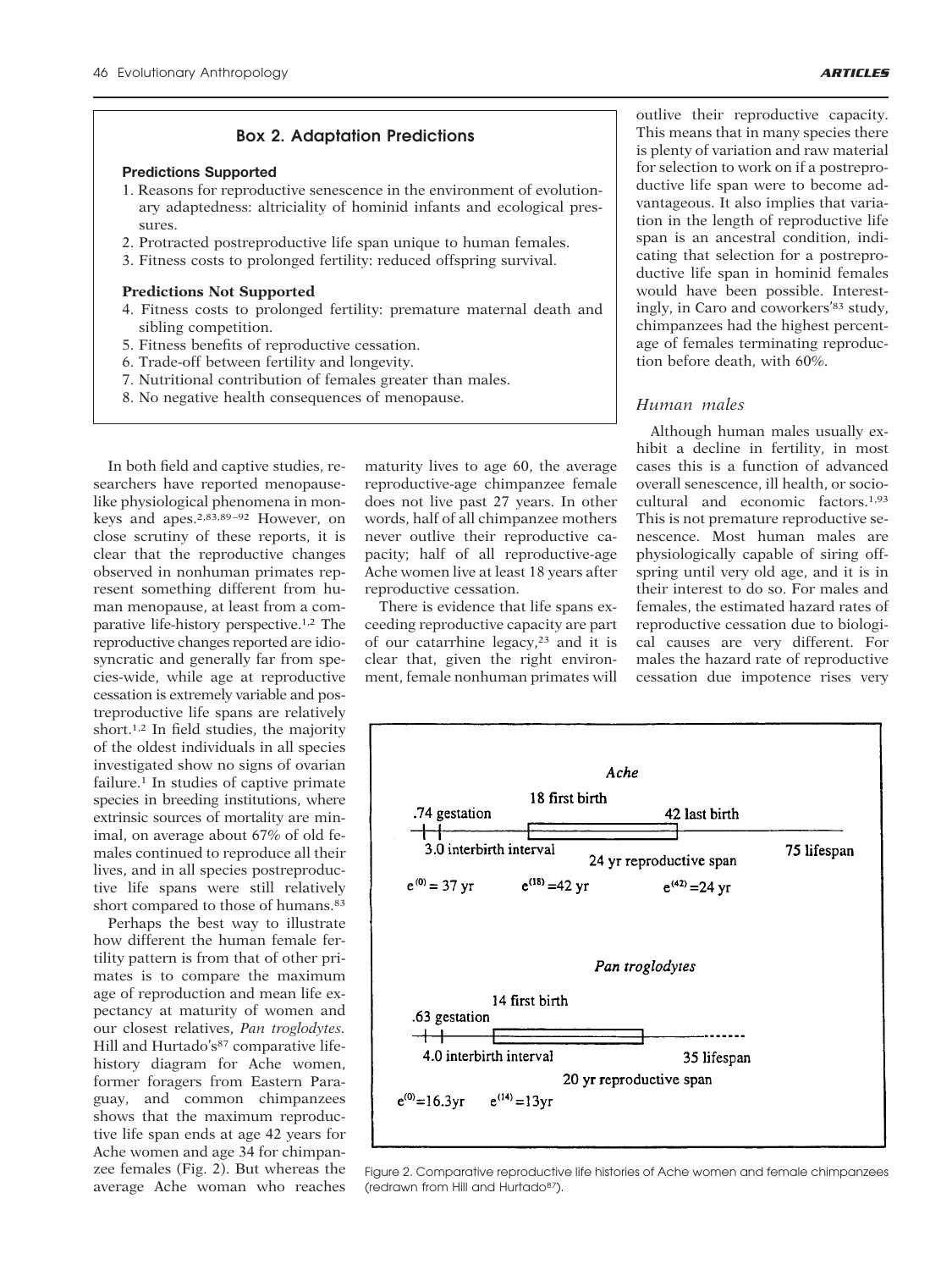### Box 2. Adaptation Predictions

**Predictions Supported**

1. Reasons for reproductive senescence in the environment of evolutionary adaptedness: altriciality of hominid infants and ecological pressures.
2. Protracted postreproductive life span unique to human females.
3. Fitness costs to prolonged fertility: reduced offspring survival.

**Predictions Not Supported**

4. Fitness costs to prolonged fertility: premature maternal death and sibling competition.
5. Fitness benefits of reproductive cessation.
6. Trade-off between fertility and longevity.
7. Nutritional contribution of females greater than males.
8. No negative health consequences of menopause.

In both field and captive studies, researchers have reported menopause-like physiological phenomena in monkeys and apes.[2,83,89–92] However, on close scrutiny of these reports, it is clear that the reproductive changes observed in nonhuman primates represent something different from human menopause, at least from a comparative life-history perspective.[1,2] The reproductive changes reported are idiosyncratic and generally far from species-wide, while age at reproductive cessation is extremely variable and postreproductive life spans are relatively short.[1,2] In field studies, the majority of the oldest individuals in all species investigated show no signs of ovarian failure.[1] In studies of captive primate species in breeding institutions, where extrinsic sources of mortality are minimal, on average about 67% of old females continued to reproduce all their lives, and in all species postreproductive life spans were still relatively short compared to those of humans.[83]

Perhaps the best way to illustrate how different the human female fertility pattern is from that of other primates is to compare the maximum age of reproduction and mean life expectancy at maturity of women and our closest relatives, *Pan troglodytes*. Hill and Hurtado's[87] comparative life-history diagram for Ache women, former foragers from Eastern Paraguay, and common chimpanzees shows that the maximum reproductive life span ends at age 42 years for Ache women and age 34 for chimpanzee females (Fig. 2). But whereas the average Ache woman who reaches maturity lives to age 60, the average reproductive-age chimpanzee female does not live past 27 years. In other words, half of all chimpanzee mothers never outlive their reproductive capacity; half of all reproductive-age Ache women live at least 18 years after reproductive cessation.

There is evidence that life spans exceeding reproductive capacity are part of our catarrhine legacy,[23] and it is clear that, given the right environment, female nonhuman primates will outlive their reproductive capacity. This means that in many species there is plenty of variation and raw material for selection to work on if a postreproductive life span were to become advantageous. It also implies that variation in the length of reproductive life span is an ancestral condition, indicating that selection for a postreproductive life span in hominid females would have been possible. Interestingly, in Caro and coworkers'[83] study, chimpanzees had the highest percentage of females terminating reproduction before death, with 60%.

### *Human males*

Although human males usually exhibit a decline in fertility, in most cases this is a function of advanced overall senescence, ill health, or sociocultural and economic factors.[1,93] This is not premature reproductive senescence. Most human males are physiologically capable of siring offspring until very old age, and it is in their interest to do so. For males and females, the estimated hazard rates of reproductive cessation due to biological causes are very different. For males the hazard rate of reproductive cessation due impotence rises very

*Ache*

.74 gestation — 18 first birth — 42 last birth — 75 lifespan

3.0 interbirth interval — 24 yr reproductive span

$e^{(0)} = 37$ yr — $e^{(18)} = 42$ yr — $e^{(42)} = 24$ yr

*Pan troglodytes*

.63 gestation — 14 first birth — 35 lifespan

4.0 interbirth interval — 20 yr reproductive span

$e^{(0)} = 16.3$yr — $e^{(14)} = 13$yr

Figure 2. Comparative reproductive life histories of Ache women and female chimpanzees (redrawn from Hill and Hurtado[87]).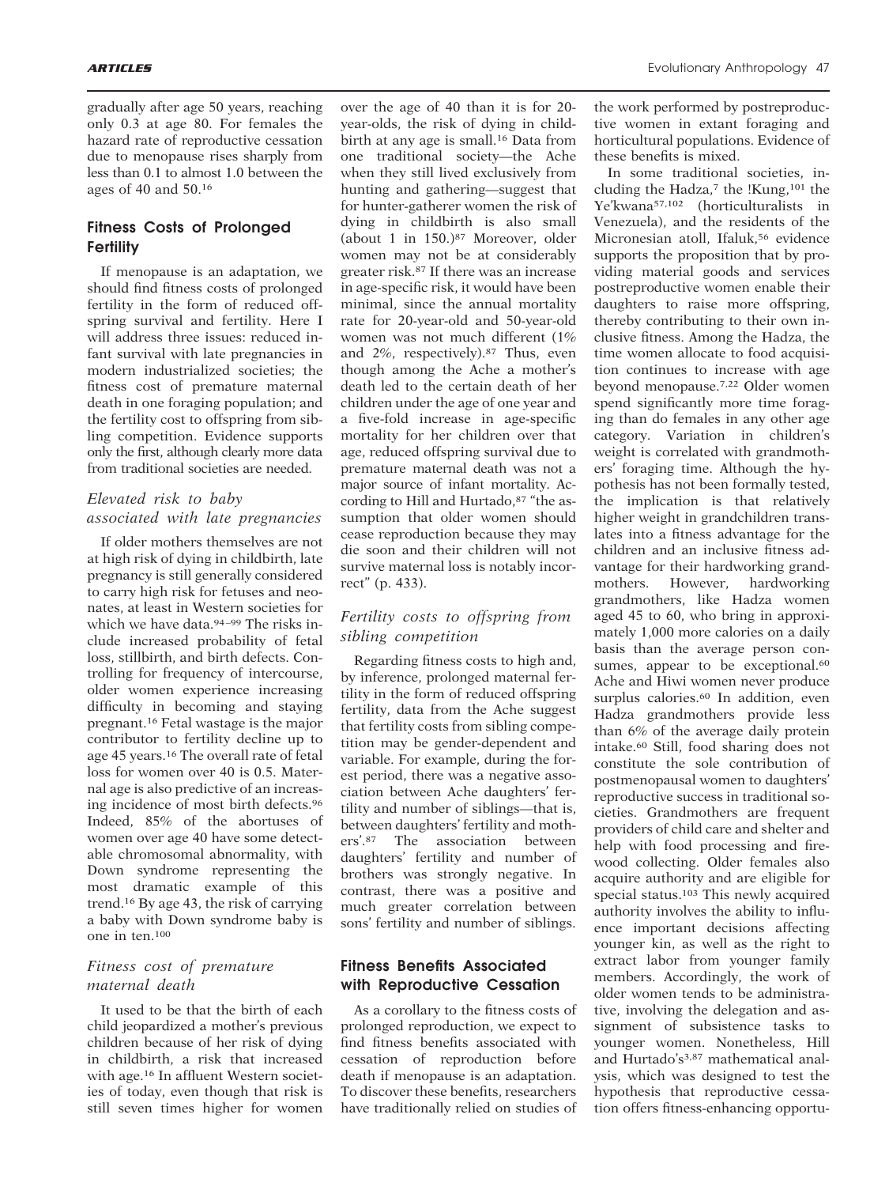gradually after age 50 years, reaching only 0.3 at age 80. For females the hazard rate of reproductive cessation due to menopause rises sharply from less than 0.1 to almost 1.0 between the ages of 40 and 50.[16]

## Fitness Costs of Prolonged Fertility

If menopause is an adaptation, we should find fitness costs of prolonged fertility in the form of reduced offspring survival and fertility. Here I will address three issues: reduced infant survival with late pregnancies in modern industrialized societies; the fitness cost of premature maternal death in one foraging population; and the fertility cost to offspring from sibling competition. Evidence supports only the first, although clearly more data from traditional societies are needed.

### *Elevated risk to baby associated with late pregnancies*

If older mothers themselves are not at high risk of dying in childbirth, late pregnancy is still generally considered to carry high risk for fetuses and neonates, at least in Western societies for which we have data.[94–99] The risks include increased probability of fetal loss, stillbirth, and birth defects. Controlling for frequency of intercourse, older women experience increasing difficulty in becoming and staying pregnant.[16] Fetal wastage is the major contributor to fertility decline up to age 45 years.[16] The overall rate of fetal loss for women over 40 is 0.5. Maternal age is also predictive of an increasing incidence of most birth defects.[96] Indeed, 85% of the abortuses of women over age 40 have some detectable chromosomal abnormality, with Down syndrome representing the most dramatic example of this trend.[16] By age 43, the risk of carrying a baby with Down syndrome baby is one in ten.[100]

### *Fitness cost of premature maternal death*

It used to be that the birth of each child jeopardized a mother's previous children because of her risk of dying in childbirth, a risk that increased with age.[16] In affluent Western societies of today, even though that risk is still seven times higher for women over the age of 40 than it is for 20-year-olds, the risk of dying in childbirth at any age is small.[16] Data from one traditional society—the Ache when they still lived exclusively from hunting and gathering—suggest that for hunter-gatherer women the risk of dying in childbirth is also small (about 1 in 150.)[87] Moreover, older women may not be at considerably greater risk.[87] If there was an increase in age-specific risk, it would have been minimal, since the annual mortality rate for 20-year-old and 50-year-old women was not much different (1% and 2%, respectively).[87] Thus, even though among the Ache a mother's death led to the certain death of her children under the age of one year and a five-fold increase in age-specific mortality for her children over that age, reduced offspring survival due to premature maternal death was not a major source of infant mortality. According to Hill and Hurtado,[87] "the assumption that older women should cease reproduction because they may die soon and their children will not survive maternal loss is notably incorrect" (p. 433).

### *Fertility costs to offspring from sibling competition*

Regarding fitness costs to high and, by inference, prolonged maternal fertility in the form of reduced offspring fertility, data from the Ache suggest that fertility costs from sibling competition may be gender-dependent and variable. For example, during the forest period, there was a negative association between Ache daughters' fertility and number of siblings—that is, between daughters' fertility and mothers'.[87] The association between daughters' fertility and number of brothers was strongly negative. In contrast, there was a positive and much greater correlation between sons' fertility and number of siblings.

## Fitness Benefits Associated with Reproductive Cessation

As a corollary to the fitness costs of prolonged reproduction, we expect to find fitness benefits associated with cessation of reproduction before death if menopause is an adaptation. To discover these benefits, researchers have traditionally relied on studies of the work performed by postreproductive women in extant foraging and horticultural populations. Evidence of these benefits is mixed.

In some traditional societies, including the Hadza,[7] the !Kung,[101] the Ye'kwana[57,102] (horticulturalists in Venezuela), and the residents of the Micronesian atoll, Ifaluk,[56] evidence supports the proposition that by providing material goods and services postreproductive women enable their daughters to raise more offspring, thereby contributing to their own inclusive fitness. Among the Hadza, the time women allocate to food acquisition continues to increase with age beyond menopause.[7,22] Older women spend significantly more time foraging than do females in any other age category. Variation in children's weight is correlated with grandmothers' foraging time. Although the hypothesis has not been formally tested, the implication is that relatively higher weight in grandchildren translates into a fitness advantage for the children and an inclusive fitness advantage for their hardworking grandmothers. However, hardworking grandmothers, like Hadza women aged 45 to 60, who bring in approximately 1,000 more calories on a daily basis than the average person consumes, appear to be exceptional.[60] Ache and Hiwi women never produce surplus calories.[60] In addition, even Hadza grandmothers provide less than 6% of the average daily protein intake.[60] Still, food sharing does not constitute the sole contribution of postmenopausal women to daughters' reproductive success in traditional societies. Grandmothers are frequent providers of child care and shelter and help with food processing and firewood collecting. Older females also acquire authority and are eligible for special status.[103] This newly acquired authority involves the ability to influence important decisions affecting younger kin, as well as the right to extract labor from younger family members. Accordingly, the work of older women tends to be administrative, involving the delegation and assignment of subsistence tasks to younger women. Nonetheless, Hill and Hurtado's[3,87] mathematical analysis, which was designed to test the hypothesis that reproductive cessation offers fitness-enhancing opportu-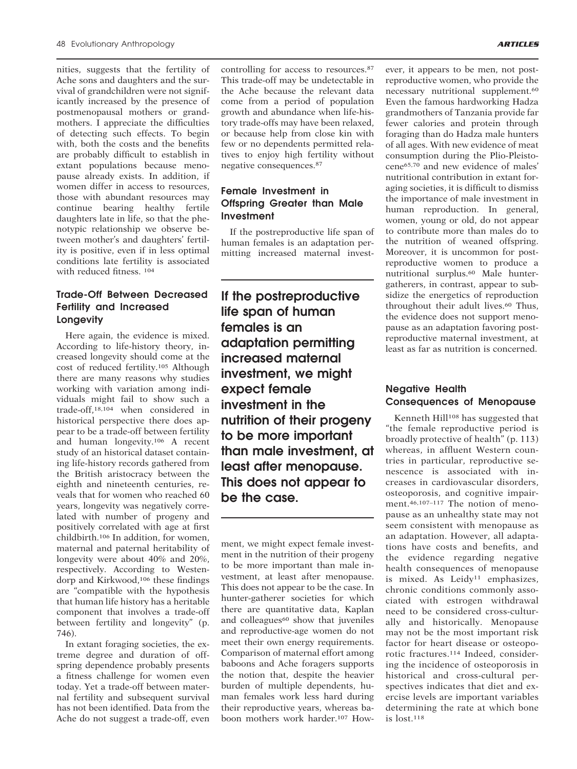nities, suggests that the fertility of Ache sons and daughters and the survival of grandchildren were not significantly increased by the presence of postmenopausal mothers or grandmothers. I appreciate the difficulties of detecting such effects. To begin with, both the costs and the benefits are probably difficult to establish in extant populations because menopause already exists. In addition, if women differ in access to resources, those with abundant resources may continue bearing healthy fertile daughters late in life, so that the phenotypic relationship we observe between mother's and daughters' fertility is positive, even if in less optimal conditions late fertility is associated with reduced fitness. [104]

### Trade-Off Between Decreased Fertility and Increased Longevity

Here again, the evidence is mixed. According to life-history theory, increased longevity should come at the cost of reduced fertility.[105] Although there are many reasons why studies working with variation among individuals might fail to show such a trade-off,[18,104] when considered in historical perspective there does appear to be a trade-off between fertility and human longevity.[106] A recent study of an historical dataset containing life-history records gathered from the British aristocracy between the eighth and nineteenth centuries, reveals that for women who reached 60 years, longevity was negatively correlated with number of progeny and positively correlated with age at first childbirth.[106] In addition, for women, maternal and paternal heritability of longevity were about 40% and 20%, respectively. According to Westendorp and Kirkwood,[106] these findings are "compatible with the hypothesis that human life history has a heritable component that involves a trade-off between fertility and longevity" (p. 746).

In extant foraging societies, the extreme degree and duration of offspring dependence probably presents a fitness challenge for women even today. Yet a trade-off between maternal fertility and subsequent survival has not been identified. Data from the Ache do not suggest a trade-off, even controlling for access to resources.[87] This trade-off may be undetectable in the Ache because the relevant data come from a period of population growth and abundance when life-history trade-offs may have been relaxed, or because help from close kin with few or no dependents permitted relatives to enjoy high fertility without negative consequences.[87]

### Female Investment in Offspring Greater than Male Investment

If the postreproductive life span of human females is an adaptation permitting increased maternal investment, we might expect female investment in the nutrition of their progeny to be more important than male investment, at least after menopause. This does not appear to be the case. In hunter-gatherer societies for which there are quantitative data, Kaplan and colleagues[60] show that juveniles and reproductive-age women do not meet their own energy requirements. Comparison of maternal effort among baboons and Ache foragers supports the notion that, despite the heavier burden of multiple dependents, human females work less hard during their reproductive years, whereas baboon mothers work harder.[107] However, it appears to be men, not postreproductive women, who provide the necessary nutritional supplement.[60] Even the famous hardworking Hadza grandmothers of Tanzania provide far fewer calories and protein through foraging than do Hadza male hunters of all ages. With new evidence of meat consumption during the Plio-Pleistocene[65,70] and new evidence of males' nutritional contribution in extant foraging societies, it is difficult to dismiss the importance of male investment in human reproduction. In general, women, young or old, do not appear to contribute more than males do to the nutrition of weaned offspring. Moreover, it is uncommon for postreproductive women to produce a nutritional surplus.[60] Male hunter-gatherers, in contrast, appear to subsidize the energetics of reproduction throughout their adult lives.[60] Thus, the evidence does not support menopause as an adaptation favoring postreproductive maternal investment, at least as far as nutrition is concerned.

> **If the postreproductive life span of human females is an adaptation permitting increased maternal investment, we might expect female investment in the nutrition of their progeny to be more important than male investment, at least after menopause. This does not appear to be the case.**

### Negative Health Consequences of Menopause

Kenneth Hill[108] has suggested that "the female reproductive period is broadly protective of health" (p. 113) whereas, in affluent Western countries in particular, reproductive senescence is associated with increases in cardiovascular disorders, osteoporosis, and cognitive impairment.[46,107–117] The notion of menopause as an unhealthy state may not seem consistent with menopause as an adaptation. However, all adaptations have costs and benefits, and the evidence regarding negative health consequences of menopause is mixed. As Leidy[11] emphasizes, chronic conditions commonly associated with estrogen withdrawal need to be considered cross-culturally and historically. Menopause may not be the most important risk factor for heart disease or osteoporotic fractures.[114] Indeed, considering the incidence of osteoporosis in historical and cross-cultural perspectives indicates that diet and exercise levels are important variables determining the rate at which bone is lost.[118]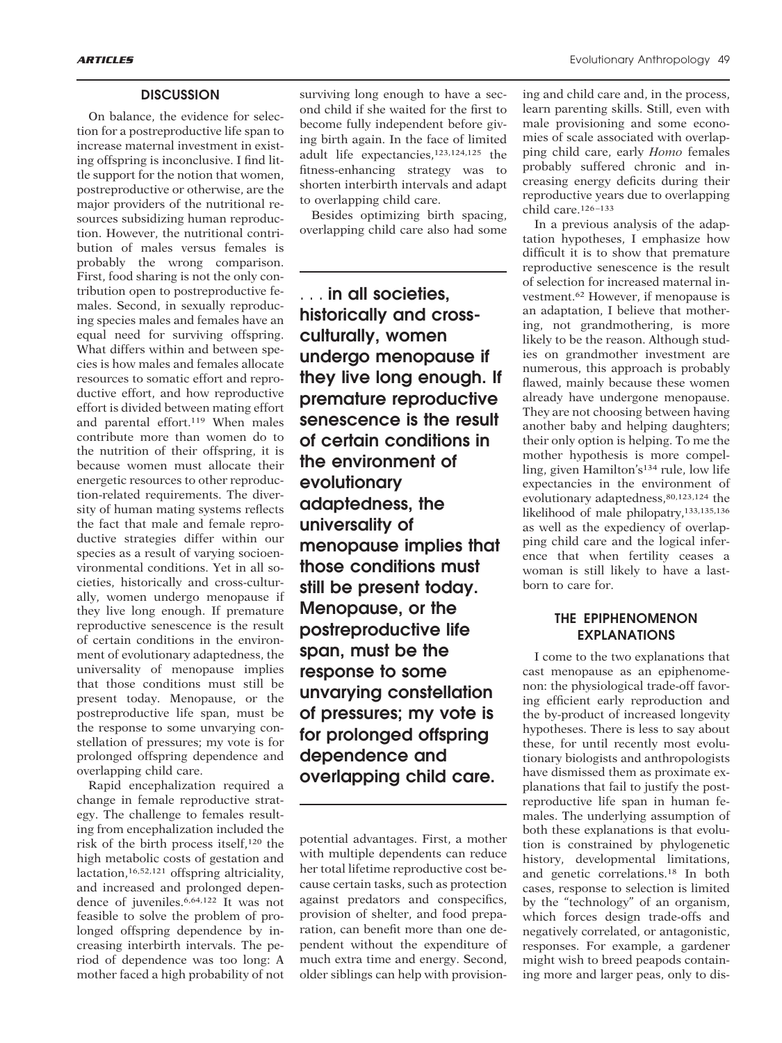## DISCUSSION

On balance, the evidence for selection for a postreproductive life span to increase maternal investment in existing offspring is inconclusive. I find little support for the notion that women, postreproductive or otherwise, are the major providers of the nutritional resources subsidizing human reproduction. However, the nutritional contribution of males versus females is probably the wrong comparison. First, food sharing is not the only contribution open to postreproductive females. Second, in sexually reproducing species males and females have an equal need for surviving offspring. What differs within and between species is how males and females allocate resources to somatic effort and reproductive effort, and how reproductive effort is divided between mating effort and parental effort.[119] When males contribute more than women do to the nutrition of their offspring, it is because women must allocate their energetic resources to other reproduction-related requirements. The diversity of human mating systems reflects the fact that male and female reproductive strategies differ within our species as a result of varying socioenvironmental conditions. Yet in all societies, historically and cross-culturally, women undergo menopause if they live long enough. If premature reproductive senescence is the result of certain conditions in the environment of evolutionary adaptedness, the universality of menopause implies that those conditions must still be present today. Menopause, or the postreproductive life span, must be the response to some unvarying constellation of pressures; my vote is for prolonged offspring dependence and overlapping child care.

Rapid encephalization required a change in female reproductive strategy. The challenge to females resulting from encephalization included the risk of the birth process itself,[120] the high metabolic costs of gestation and lactation,[16,52,121] offspring altriciality, and increased and prolonged dependence of juveniles.[6,64,122] It was not feasible to solve the problem of prolonged offspring dependence by increasing interbirth intervals. The period of dependence was too long: A mother faced a high probability of not surviving long enough to have a second child if she waited for the first to become fully independent before giving birth again. In the face of limited adult life expectancies,[123,124,125] the fitness-enhancing strategy was to shorten interbirth intervals and adapt to overlapping child care.

Besides optimizing birth spacing, overlapping child care also had some potential advantages. First, a mother with multiple dependents can reduce her total lifetime reproductive cost because certain tasks, such as protection against predators and conspecifics, provision of shelter, and food preparation, can benefit more than one dependent without the expenditure of much extra time and energy. Second, older siblings can help with provisioning and child care and, in the process, learn parenting skills. Still, even with male provisioning and some economies of scale associated with overlapping child care, early *Homo* females probably suffered chronic and increasing energy deficits during their reproductive years due to overlapping child care.[126–133]

> **. . . in all societies, historically and cross-culturally, women undergo menopause if they live long enough. If premature reproductive senescence is the result of certain conditions in the environment of evolutionary adaptedness, the universality of menopause implies that those conditions must still be present today. Menopause, or the postreproductive life span, must be the response to some unvarying constellation of pressures; my vote is for prolonged offspring dependence and overlapping child care.**

In a previous analysis of the adaptation hypotheses, I emphasize how difficult it is to show that premature reproductive senescence is the result of selection for increased maternal investment.[62] However, if menopause is an adaptation, I believe that mothering, not grandmothering, is more likely to be the reason. Although studies on grandmother investment are numerous, this approach is probably flawed, mainly because these women already have undergone menopause. They are not choosing between having another baby and helping daughters; their only option is helping. To me the mother hypothesis is more compelling, given Hamilton's[134] rule, low life expectancies in the environment of evolutionary adaptedness,[80,123,124] the likelihood of male philopatry,[133,135,136] as well as the expediency of overlapping child care and the logical inference that when fertility ceases a woman is still likely to have a lastborn to care for.

## THE EPIPHENOMENON EXPLANATIONS

I come to the two explanations that cast menopause as an epiphenomenon: the physiological trade-off favoring efficient early reproduction and the by-product of increased longevity hypotheses. There is less to say about these, for until recently most evolutionary biologists and anthropologists have dismissed them as proximate explanations that fail to justify the postreproductive life span in human females. The underlying assumption of both these explanations is that evolution is constrained by phylogenetic history, developmental limitations, and genetic correlations.[18] In both cases, response to selection is limited by the "technology" of an organism, which forces design trade-offs and negatively correlated, or antagonistic, responses. For example, a gardener might wish to breed peapods containing more and larger peas, only to dis-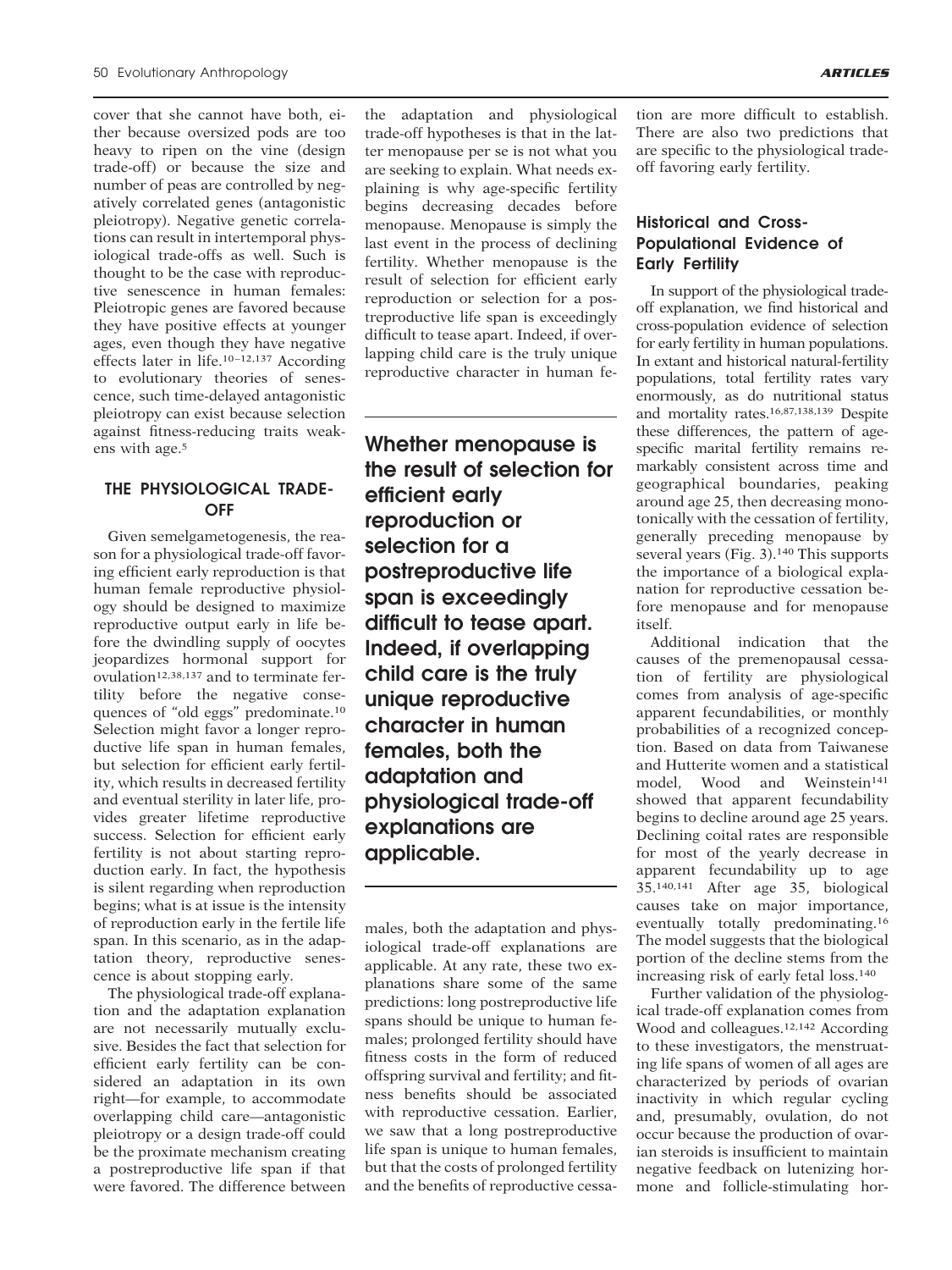cover that she cannot have both, either because oversized pods are too heavy to ripen on the vine (design trade-off) or because the size and number of peas are controlled by negatively correlated genes (antagonistic pleiotropy). Negative genetic correlations can result in intertemporal physiological trade-offs as well. Such is thought to be the case with reproductive senescence in human females: Pleiotropic genes are favored because they have positive effects at younger ages, even though they have negative effects later in life.[10–12,137] According to evolutionary theories of senescence, such time-delayed antagonistic pleiotropy can exist because selection against fitness-reducing traits weakens with age.[5]

## THE PHYSIOLOGICAL TRADE-OFF

Given semelgametogenesis, the reason for a physiological trade-off favoring efficient early reproduction is that human female reproductive physiology should be designed to maximize reproductive output early in life before the dwindling supply of oocytes jeopardizes hormonal support for ovulation[12,38,137] and to terminate fertility before the negative consequences of "old eggs" predominate.[10] Selection might favor a longer reproductive life span in human females, but selection for efficient early fertility, which results in decreased fertility and eventual sterility in later life, provides greater lifetime reproductive success. Selection for efficient early fertility is not about starting reproduction early. In fact, the hypothesis is silent regarding when reproduction begins; what is at issue is the intensity of reproduction early in the fertile life span. In this scenario, as in the adaptation theory, reproductive senescence is about stopping early.

The physiological trade-off explanation and the adaptation explanation are not necessarily mutually exclusive. Besides the fact that selection for efficient early fertility can be considered an adaptation in its own right—for example, to accommodate overlapping child care—antagonistic pleiotropy or a design trade-off could be the proximate mechanism creating a postreproductive life span if that were favored. The difference between the adaptation and physiological trade-off hypotheses is that in the latter menopause per se is not what you are seeking to explain. What needs explaining is why age-specific fertility begins decreasing decades before menopause. Menopause is simply the last event in the process of declining fertility. Whether menopause is the result of selection for efficient early reproduction or selection for a postreproductive life span is exceedingly difficult to tease apart. Indeed, if overlapping child care is the truly unique reproductive character in human females, both the adaptation and physiological trade-off explanations are applicable. At any rate, these two explanations share some of the same predictions: long postreproductive life spans should be unique to human females; prolonged fertility should have fitness costs in the form of reduced offspring survival and fertility; and fitness benefits should be associated with reproductive cessation. Earlier, we saw that a long postreproductive life span is unique to human females, but that the costs of prolonged fertility and the benefits of reproductive cessation are more difficult to establish. There are also two predictions that are specific to the physiological trade-off favoring early fertility.

> **Whether menopause is the result of selection for efficient early reproduction or selection for a postreproductive life span is exceedingly difficult to tease apart. Indeed, if overlapping child care is the truly unique reproductive character in human females, both the adaptation and physiological trade-off explanations are applicable.**

### Historical and Cross-Populational Evidence of Early Fertility

In support of the physiological trade-off explanation, we find historical and cross-population evidence of selection for early fertility in human populations. In extant and historical natural-fertility populations, total fertility rates vary enormously, as do nutritional status and mortality rates.[16,87,138,139] Despite these differences, the pattern of age-specific marital fertility remains remarkably consistent across time and geographical boundaries, peaking around age 25, then decreasing monotonically with the cessation of fertility, generally preceding menopause by several years (Fig. 3).[140] This supports the importance of a biological explanation for reproductive cessation before menopause and for menopause itself.

Additional indication that the causes of the premenopausal cessation of fertility are physiological comes from analysis of age-specific apparent fecundabilities, or monthly probabilities of a recognized conception. Based on data from Taiwanese and Hutterite women and a statistical model, Wood and Weinstein[141] showed that apparent fecundability begins to decline around age 25 years. Declining coital rates are responsible for most of the yearly decrease in apparent fecundability up to age 35.[140,141] After age 35, biological causes take on major importance, eventually totally predominating.[16] The model suggests that the biological portion of the decline stems from the increasing risk of early fetal loss.[140]

Further validation of the physiological trade-off explanation comes from Wood and colleagues.[12,142] According to these investigators, the menstruating life spans of women of all ages are characterized by periods of ovarian inactivity in which regular cycling and, presumably, ovulation, do not occur because the production of ovarian steroids is insufficient to maintain negative feedback on lutenizing hormone and follicle-stimulating hor-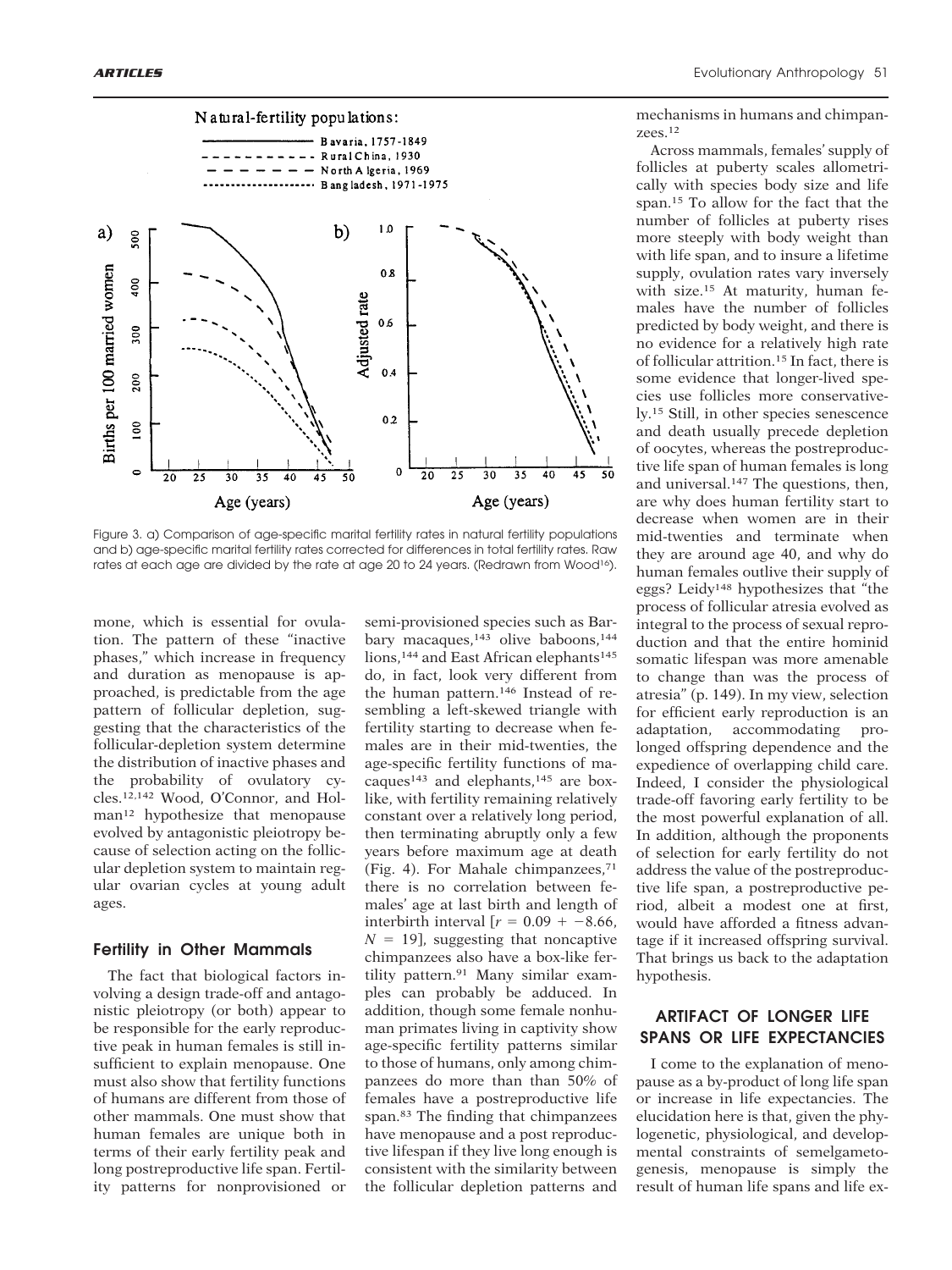Figure 3. a) Comparison of age-specific marital fertility rates in natural fertility populations and b) age-specific marital fertility rates corrected for differences in total fertility rates. Raw rates at each age are divided by the rate at age 20 to 24 years. (Redrawn from Wood[16]).

mone, which is essential for ovulation. The pattern of these "inactive phases," which increase in frequency and duration as menopause is approached, is predictable from the age pattern of follicular depletion, suggesting that the characteristics of the follicular-depletion system determine the distribution of inactive phases and the probability of ovulatory cycles.[12,142] Wood, O'Connor, and Holman[12] hypothesize that menopause evolved by antagonistic pleiotropy because of selection acting on the follicular depletion system to maintain regular ovarian cycles at young adult ages.

### Fertility in Other Mammals

The fact that biological factors involving a design trade-off and antagonistic pleiotropy (or both) appear to be responsible for the early reproductive peak in human females is still insufficient to explain menopause. One must also show that fertility functions of humans are different from those of other mammals. One must show that human females are unique both in terms of their early fertility peak and long postreproductive life span. Fertility patterns for nonprovisioned or semi-provisioned species such as Barbary macaques,[143] olive baboons,[144] lions,[144] and East African elephants[145] do, in fact, look very different from the human pattern.[146] Instead of resembling a left-skewed triangle with fertility starting to decrease when females are in their mid-twenties, the age-specific fertility functions of macaques[143] and elephants,[145] are box-like, with fertility remaining relatively constant over a relatively long period, then terminating abruptly only a few years before maximum age at death (Fig. 4). For Mahale chimpanzees,[71] there is no correlation between females' age at last birth and length of interbirth interval [$r = 0.09 + -8.66$, $N = 19$], suggesting that noncaptive chimpanzees also have a box-like fertility pattern.[91] Many similar examples can probably be adduced. In addition, though some female nonhuman primates living in captivity show age-specific fertility patterns similar to those of humans, only among chimpanzees do more than than 50% of females have a postreproductive life span.[83] The finding that chimpanzees have menopause and a post reproductive lifespan if they live long enough is consistent with the similarity between the follicular depletion patterns and mechanisms in humans and chimpanzees.[12]

Across mammals, females' supply of follicles at puberty scales allometrically with species body size and life span.[15] To allow for the fact that the number of follicles at puberty rises more steeply with body weight than with life span, and to insure a lifetime supply, ovulation rates vary inversely with size.[15] At maturity, human females have the number of follicles predicted by body weight, and there is no evidence for a relatively high rate of follicular attrition.[15] In fact, there is some evidence that longer-lived species use follicles more conservatively.[15] Still, in other species senescence and death usually precede depletion of oocytes, whereas the postreproductive life span of human females is long and universal.[147] The questions, then, are why does human fertility start to decrease when women are in their mid-twenties and terminate when they are around age 40, and why do human females outlive their supply of eggs? Leidy[148] hypothesizes that "the process of follicular atresia evolved as integral to the process of sexual reproduction and that the entire hominid somatic lifespan was more amenable to change than was the process of atresia" (p. 149). In my view, selection for efficient early reproduction is an adaptation, accommodating prolonged offspring dependence and the expedience of overlapping child care. Indeed, I consider the physiological trade-off favoring early fertility to be the most powerful explanation of all. In addition, although the proponents of selection for early fertility do not address the value of the postreproductive life span, a postreproductive period, albeit a modest one at first, would have afforded a fitness advantage if it increased offspring survival. That brings us back to the adaptation hypothesis.

## ARTIFACT OF LONGER LIFE SPANS OR LIFE EXPECTANCIES

I come to the explanation of menopause as a by-product of long life span or increase in life expectancies. The elucidation here is that, given the phylogenetic, physiological, and developmental constraints of semelgametogenesis, menopause is simply the result of human life spans and life ex-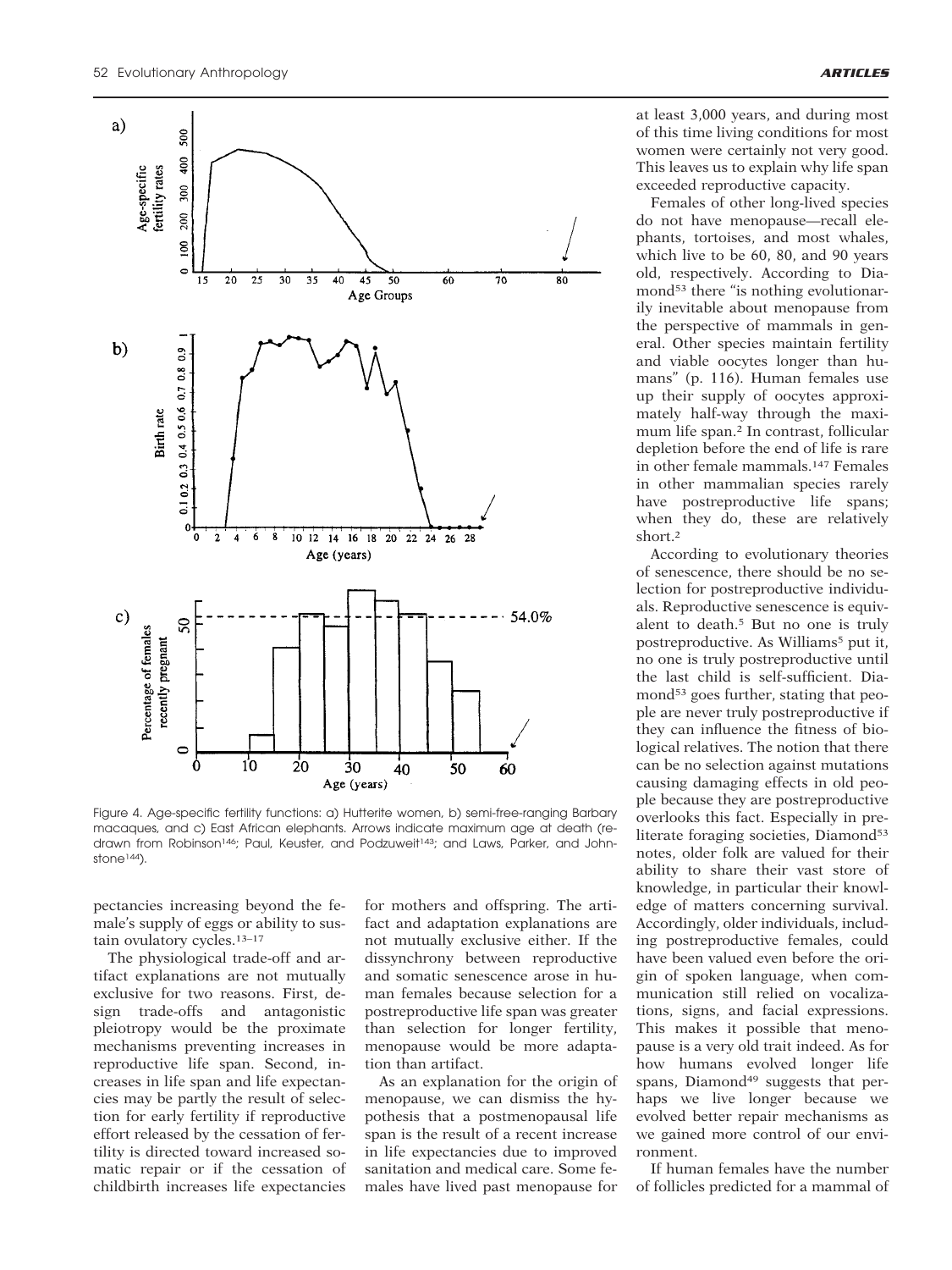Figure 4. Age-specific fertility functions: a) Hutterite women, b) semi-free-ranging Barbary macaques, and c) East African elephants. Arrows indicate maximum age at death (redrawn from Robinson[146]; Paul, Keuster, and Podzuweit[143]; and Laws, Parker, and Johnstone[144]).

pectancies increasing beyond the female's supply of eggs or ability to sustain ovulatory cycles.[13–17]

The physiological trade-off and artifact explanations are not mutually exclusive for two reasons. First, design trade-offs and antagonistic pleiotropy would be the proximate mechanisms preventing increases in reproductive life span. Second, increases in life span and life expectancies may be partly the result of selection for early fertility if reproductive effort released by the cessation of fertility is directed toward increased somatic repair or if the cessation of childbirth increases life expectancies for mothers and offspring. The artifact and adaptation explanations are not mutually exclusive either. If the dissynchrony between reproductive and somatic senescence arose in human females because selection for a postreproductive life span was greater than selection for longer fertility, menopause would be more adaptation than artifact.

As an explanation for the origin of menopause, we can dismiss the hypothesis that a postmenopausal life span is the result of a recent increase in life expectancies due to improved sanitation and medical care. Some females have lived past menopause for at least 3,000 years, and during most of this time living conditions for most women were certainly not very good. This leaves us to explain why life span exceeded reproductive capacity.

Females of other long-lived species do not have menopause—recall elephants, tortoises, and most whales, which live to be 60, 80, and 90 years old, respectively. According to Diamond[53] there "is nothing evolutionarily inevitable about menopause from the perspective of mammals in general. Other species maintain fertility and viable oocytes longer than humans" (p. 116). Human females use up their supply of oocytes approximately half-way through the maximum life span.[2] In contrast, follicular depletion before the end of life is rare in other female mammals.[147] Females in other mammalian species rarely have postreproductive life spans; when they do, these are relatively short.[2]

According to evolutionary theories of senescence, there should be no selection for postreproductive individuals. Reproductive senescence is equivalent to death.[5] But no one is truly postreproductive. As Williams[5] put it, no one is truly postreproductive until the last child is self-sufficient. Diamond[53] goes further, stating that people are never truly postreproductive if they can influence the fitness of biological relatives. The notion that there can be no selection against mutations causing damaging effects in old people because they are postreproductive overlooks this fact. Especially in preliterate foraging societies, Diamond[53] notes, older folk are valued for their ability to share their vast store of knowledge, in particular their knowledge of matters concerning survival. Accordingly, older individuals, including postreproductive females, could have been valued even before the origin of spoken language, when communication still relied on vocalizations, signs, and facial expressions. This makes it possible that menopause is a very old trait indeed. As for how humans evolved longer life spans, Diamond[49] suggests that perhaps we live longer because we evolved better repair mechanisms as we gained more control of our environment.

If human females have the number of follicles predicted for a mammal of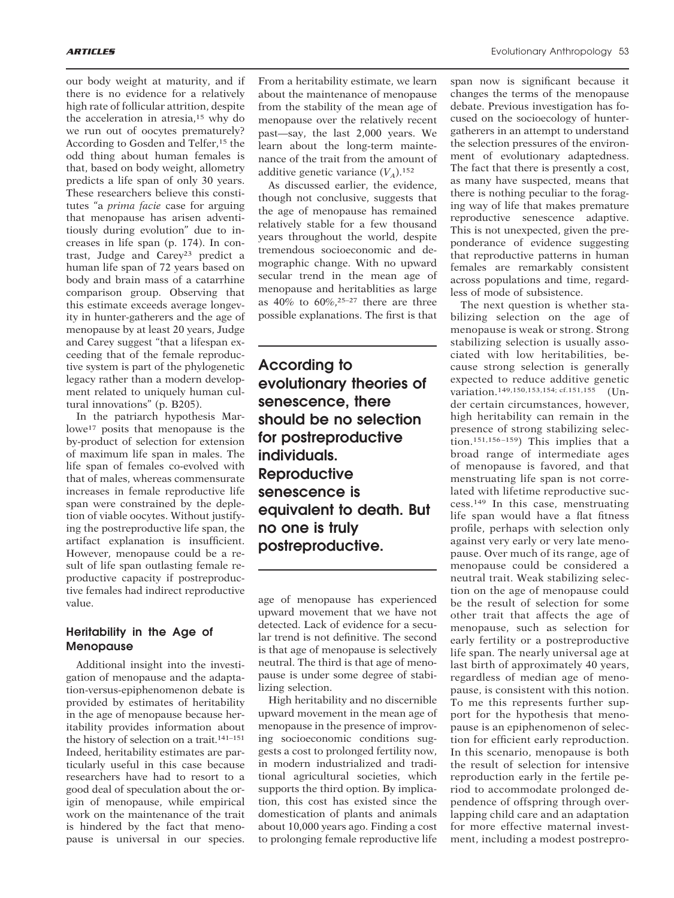our body weight at maturity, and if there is no evidence for a relatively high rate of follicular attrition, despite the acceleration in atresia,[15] why do we run out of oocytes prematurely? According to Gosden and Telfer,[15] the odd thing about human females is that, based on body weight, allometry predicts a life span of only 30 years. These researchers believe this constitutes "a *prima facie* case for arguing that menopause has arisen adventitiously during evolution" due to increases in life span (p. 174). In contrast, Judge and Carey[23] predict a human life span of 72 years based on body and brain mass of a catarrhine comparison group. Observing that this estimate exceeds average longevity in hunter-gatherers and the age of menopause by at least 20 years, Judge and Carey suggest "that a lifespan exceeding that of the female reproductive system is part of the phylogenetic legacy rather than a modern development related to uniquely human cultural innovations" (p. B205).

In the patriarch hypothesis Marlowe[17] posits that menopause is the by-product of selection for extension of maximum life span in males. The life span of females co-evolved with that of males, whereas commensurate increases in female reproductive life span were constrained by the depletion of viable oocytes. Without justifying the postreproductive life span, the artifact explanation is insufficient. However, menopause could be a result of life span outlasting female reproductive capacity if postreproductive females had indirect reproductive value.

## Heritability in the Age of Menopause

Additional insight into the investigation of menopause and the adaptation-versus-epiphenomenon debate is provided by estimates of heritability in the age of menopause because heritability provides information about the history of selection on a trait.[141–151] Indeed, heritability estimates are particularly useful in this case because researchers have had to resort to a good deal of speculation about the origin of menopause, while empirical work on the maintenance of the trait is hindered by the fact that menopause is universal in our species. From a heritability estimate, we learn about the maintenance of menopause from the stability of the mean age of menopause over the relatively recent past—say, the last 2,000 years. We learn about the long-term maintenance of the trait from the amount of additive genetic variance ($V_A$).[152]

As discussed earlier, the evidence, though not conclusive, suggests that the age of menopause has remained relatively stable for a few thousand years throughout the world, despite tremendous socioeconomic and demographic change. With no upward secular trend in the mean age of menopause and heritablities as large as 40% to 60%,[25–27] there are three possible explanations. The first is that age of menopause has experienced upward movement that we have not detected. Lack of evidence for a secular trend is not definitive. The second is that age of menopause is selectively neutral. The third is that age of menopause is under some degree of stabilizing selection.

**According to evolutionary theories of senescence, there should be no selection for postreproductive individuals. Reproductive senescence is equivalent to death. But no one is truly postreproductive.**

High heritability and no discernible upward movement in the mean age of menopause in the presence of improving socioeconomic conditions suggests a cost to prolonged fertility now, in modern industrialized and traditional agricultural societies, which supports the third option. By implication, this cost has existed since the domestication of plants and animals about 10,000 years ago. Finding a cost to prolonging female reproductive life span now is significant because it changes the terms of the menopause debate. Previous investigation has focused on the socioecology of hunter-gatherers in an attempt to understand the selection pressures of the environment of evolutionary adaptedness. The fact that there is presently a cost, as many have suspected, means that there is nothing peculiar to the foraging way of life that makes premature reproductive senescence adaptive. This is not unexpected, given the preponderance of evidence suggesting that reproductive patterns in human females are remarkably consistent across populations and time, regardless of mode of subsistence.

The next question is whether stabilizing selection on the age of menopause is weak or strong. Strong stabilizing selection is usually associated with low heritabilities, because strong selection is generally expected to reduce additive genetic variation.[149,150,153,154; cf.151,155] (Under certain circumstances, however, high heritability can remain in the presence of strong stabilizing selection.[151,156–159]) This implies that a broad range of intermediate ages of menopause is favored, and that menstruating life span is not correlated with lifetime reproductive success.[149] In this case, menstruating life span would have a flat fitness profile, perhaps with selection only against very early or very late menopause. Over much of its range, age of menopause could be considered a neutral trait. Weak stabilizing selection on the age of menopause could be the result of selection for some other trait that affects the age of menopause, such as selection for early fertility or a postreproductive life span. The nearly universal age at last birth of approximately 40 years, regardless of median age of menopause, is consistent with this notion. To me this represents further support for the hypothesis that menopause is an epiphenomenon of selection for efficient early reproduction. In this scenario, menopause is both the result of selection for intensive reproduction early in the fertile period to accommodate prolonged dependence of offspring through overlapping child care and an adaptation for more effective maternal investment, including a modest postrepro-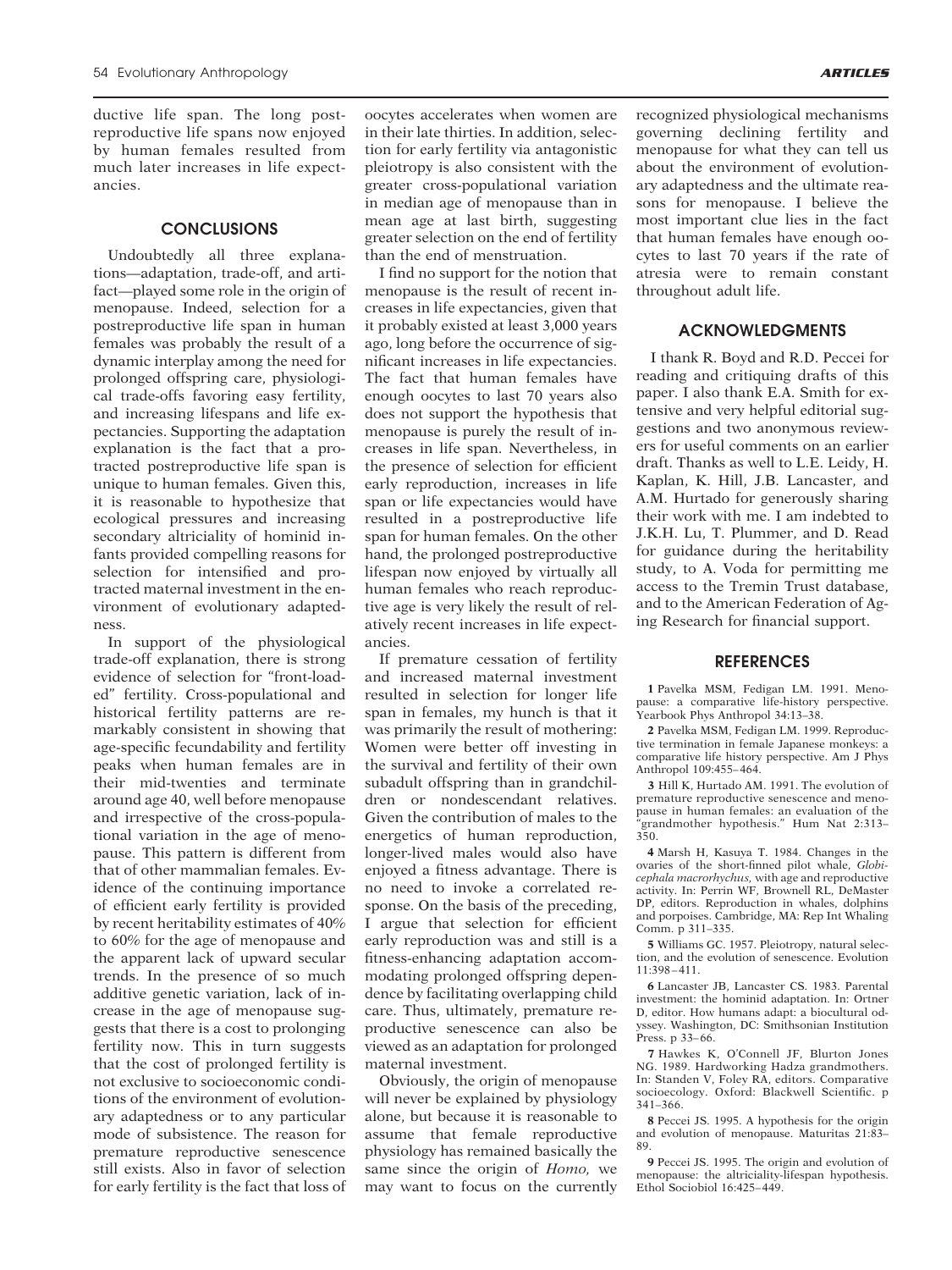ductive life span. The long post-reproductive life spans now enjoyed by human females resulted from much later increases in life expectancies.

## CONCLUSIONS

Undoubtedly all three explanations—adaptation, trade-off, and artifact—played some role in the origin of menopause. Indeed, selection for a postreproductive life span in human females was probably the result of a dynamic interplay among the need for prolonged offspring care, physiological trade-offs favoring easy fertility, and increasing lifespans and life expectancies. Supporting the adaptation explanation is the fact that a protracted postreproductive life span is unique to human females. Given this, it is reasonable to hypothesize that ecological pressures and increasing secondary altriciality of hominid infants provided compelling reasons for selection for intensified and protracted maternal investment in the environment of evolutionary adaptedness.

In support of the physiological trade-off explanation, there is strong evidence of selection for "front-loaded" fertility. Cross-populational and historical fertility patterns are remarkably consistent in showing that age-specific fecundability and fertility peaks when human females are in their mid-twenties and terminate around age 40, well before menopause and irrespective of the cross-populational variation in the age of menopause. This pattern is different from that of other mammalian females. Evidence of the continuing importance of efficient early fertility is provided by recent heritability estimates of 40% to 60% for the age of menopause and the apparent lack of upward secular trends. In the presence of so much additive genetic variation, lack of increase in the age of menopause suggests that there is a cost to prolonging fertility now. This in turn suggests that the cost of prolonged fertility is not exclusive to socioeconomic conditions of the environment of evolutionary adaptedness or to any particular mode of subsistence. The reason for premature reproductive senescence still exists. Also in favor of selection for early fertility is the fact that loss of oocytes accelerates when women are in their late thirties. In addition, selection for early fertility via antagonistic pleiotropy is also consistent with the greater cross-populational variation in median age of menopause than in mean age at last birth, suggesting greater selection on the end of fertility than the end of menstruation.

I find no support for the notion that menopause is the result of recent increases in life expectancies, given that it probably existed at least 3,000 years ago, long before the occurrence of significant increases in life expectancies. The fact that human females have enough oocytes to last 70 years also does not support the hypothesis that menopause is purely the result of increases in life span. Nevertheless, in the presence of selection for efficient early reproduction, increases in life span or life expectancies would have resulted in a postreproductive life span for human females. On the other hand, the prolonged postreproductive lifespan now enjoyed by virtually all human females who reach reproductive age is very likely the result of relatively recent increases in life expectancies.

If premature cessation of fertility and increased maternal investment resulted in selection for longer life span in females, my hunch is that it was primarily the result of mothering: Women were better off investing in the survival and fertility of their own subadult offspring than in grandchildren or nondescendant relatives. Given the contribution of males to the energetics of human reproduction, longer-lived males would also have enjoyed a fitness advantage. There is no need to invoke a correlated response. On the basis of the preceding, I argue that selection for efficient early reproduction was and still is a fitness-enhancing adaptation accommodating prolonged offspring dependence by facilitating overlapping child care. Thus, ultimately, premature reproductive senescence can also be viewed as an adaptation for prolonged maternal investment.

Obviously, the origin of menopause will never be explained by physiology alone, but because it is reasonable to assume that female reproductive physiology has remained basically the same since the origin of *Homo*, we may want to focus on the currently recognized physiological mechanisms governing declining fertility and menopause for what they can tell us about the environment of evolutionary adaptedness and the ultimate reasons for menopause. I believe the most important clue lies in the fact that human females have enough oocytes to last 70 years if the rate of atresia were to remain constant throughout adult life.

## ACKNOWLEDGMENTS

I thank R. Boyd and R.D. Peccei for reading and critiquing drafts of this paper. I also thank E.A. Smith for extensive and very helpful editorial suggestions and two anonymous reviewers for useful comments on an earlier draft. Thanks as well to L.E. Leidy, H. Kaplan, K. Hill, J.B. Lancaster, and A.M. Hurtado for generously sharing their work with me. I am indebted to J.K.H. Lu, T. Plummer, and D. Read for guidance during the heritability study, to A. Voda for permitting me access to the Tremin Trust database, and to the American Federation of Aging Research for financial support.

## REFERENCES

**1** Pavelka MSM, Fedigan LM. 1991. Menopause: a comparative life-history perspective. Yearbook Phys Anthropol 34:13–38.

**2** Pavelka MSM, Fedigan LM. 1999. Reproductive termination in female Japanese monkeys: a comparative life history perspective. Am J Phys Anthropol 109:455–464.

**3** Hill K, Hurtado AM. 1991. The evolution of premature reproductive senescence and menopause in human females: an evaluation of the "grandmother hypothesis." Hum Nat 2:313–350.

**4** Marsh H, Kasuya T. 1984. Changes in the ovaries of the short-finned pilot whale, *Globicephala macrorhychus*, with age and reproductive activity. In: Perrin WF, Brownell RL, DeMaster DP, editors. Reproduction in whales, dolphins and porpoises. Cambridge, MA: Rep Int Whaling Comm. p 311–335.

**5** Williams GC. 1957. Pleiotropy, natural selection, and the evolution of senescence. Evolution 11:398–411.

**6** Lancaster JB, Lancaster CS. 1983. Parental investment: the hominid adaptation. In: Ortner D, editor. How humans adapt: a biocultural odyssey. Washington, DC: Smithsonian Institution Press. p 33–66.

**7** Hawkes K, O'Connell JF, Blurton Jones NG. 1989. Hardworking Hadza grandmothers. In: Standen V, Foley RA, editors. Comparative socioecology. Oxford: Blackwell Scientific. p 341–366.

**8** Peccei JS. 1995. A hypothesis for the origin and evolution of menopause. Maturitas 21:83–89.

**9** Peccei JS. 1995. The origin and evolution of menopause: the altriciality-lifespan hypothesis. Ethol Sociobiol 16:425–449.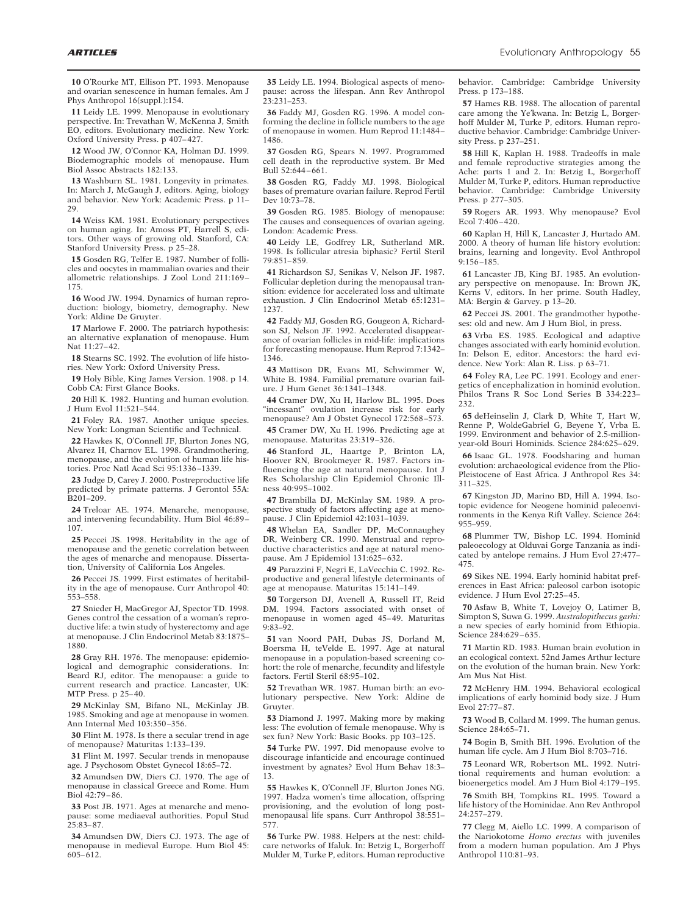10 O'Rourke MT, Ellison PT. 1993. Menopause and ovarian senescence in human females. Am J Phys Anthropol 16(suppl.):154.

11 Leidy LE. 1999. Menopause in evolutionary perspective. In: Trevathan W, McKenna J, Smith EO, editors. Evolutionary medicine. New York: Oxford University Press. p 407–427.

12 Wood JW, O'Connor KA, Holman DJ. 1999. Biodemographic models of menopause. Hum Biol Assoc Abstracts 182:133.

13 Washburn SL. 1981. Longevity in primates. In: March J, McGaugh J, editors. Aging, biology and behavior. New York: Academic Press. p 11–29.

14 Weiss KM. 1981. Evolutionary perspectives on human aging. In: Amoss PT, Harrell S, editors. Other ways of growing old. Stanford, CA: Stanford University Press. p 25–28.

15 Gosden RG, Telfer E. 1987. Number of follicles and oocytes in mammalian ovaries and their allometric relationships. J Zool Lond 211:169–175.

16 Wood JW. 1994. Dynamics of human reproduction: biology, biometry, demography. New York: Aldine De Gruyter.

17 Marlowe F. 2000. The patriarch hypothesis: an alternative explanation of menopause. Hum Nat 11:27–42.

18 Stearns SC. 1992. The evolution of life histories. New York: Oxford University Press.

19 Holy Bible, King James Version. 1908. p 14. Cobb CA: First Glance Books.

20 Hill K. 1982. Hunting and human evolution. J Hum Evol 11:521–544.

21 Foley RA. 1987. Another unique species. New York: Longman Scientific and Technical.

22 Hawkes K, O'Connell JF, Blurton Jones NG, Alvarez H, Charnov EL. 1998. Grandmothering, menopause, and the evolution of human life histories. Proc Natl Acad Sci 95:1336–1339.

23 Judge D, Carey J. 2000. Postreproductive life predicted by primate patterns. J Gerontol 55A: B201–209.

24 Treloar AE. 1974. Menarche, menopause, and intervening fecundability. Hum Biol 46:89–107.

25 Peccei JS. 1998. Heritability in the age of menopause and the genetic correlation between the ages of menarche and menopause. Dissertation, University of California Los Angeles.

26 Peccei JS. 1999. First estimates of heritability in the age of menopause. Curr Anthropol 40: 553–558.

27 Snieder H, MacGregor AJ, Spector TD. 1998. Genes control the cessation of a woman's reproductive life: a twin study of hysterectomy and age at menopause. J Clin Endocrinol Metab 83:1875–1880.

28 Gray RH. 1976. The menopause: epidemiological and demographic considerations. In: Beard RJ, editor. The menopause: a guide to current research and practice. Lancaster, UK: MTP Press. p 25–40.

29 McKinlay SM, Bifano NL, McKinlay JB. 1985. Smoking and age at menopause in women. Ann Internal Med 103:350–356.

30 Flint M. 1978. Is there a secular trend in age of menopause? Maturitas 1:133–139.

31 Flint M. 1997. Secular trends in menopause age. J Psychosom Obstet Gynecol 18:65–72.

32 Amundsen DW, Diers CJ. 1970. The age of menopause in classical Greece and Rome. Hum Biol 42:79–86.

33 Post JB. 1971. Ages at menarche and menopause: some mediaeval authorities. Popul Stud 25:83–87.

34 Amundsen DW, Diers CJ. 1973. The age of menopause in medieval Europe. Hum Biol 45: 605–612.

35 Leidy LE. 1994. Biological aspects of menopause: across the lifespan. Ann Rev Anthropol 23:231–253.

36 Faddy MJ, Gosden RG. 1996. A model conforming the decline in follicle numbers to the age of menopause in women. Hum Reprod 11:1484–1486.

37 Gosden RG, Spears N. 1997. Programmed cell death in the reproductive system. Br Med Bull 52:644–661.

38 Gosden RG, Faddy MJ. 1998. Biological bases of premature ovarian failure. Reprod Fertil Dev 10:73–78.

39 Gosden RG. 1985. Biology of menopause: The causes and consequences of ovarian ageing. London: Academic Press.

40 Leidy LE, Godfrey LR, Sutherland MR. 1998. Is follicular atresia biphasic? Fertil Steril 79:851–859.

41 Richardson SJ, Senikas V, Nelson JF. 1987. Follicular depletion during the menopausal transition: evidence for accelerated loss and ultimate exhaustion. J Clin Endocrinol Metab 65:1231–1237.

42 Faddy MJ, Gosden RG, Gougeon A, Richardson SJ, Nelson JF. 1992. Accelerated disappearance of ovarian follicles in mid-life: implications for forecasting menopause. Hum Reprod 7:1342–1346.

43 Mattison DR, Evans MI, Schwimmer W, White B. 1984. Familial premature ovarian failure. J Hum Genet 36:1341–1348.

44 Cramer DW, Xu H, Harlow BL. 1995. Does "incessant" ovulation increase risk for early menopause? Am J Obstet Gynecol 172:568–573.

45 Cramer DW, Xu H. 1996. Predicting age at menopause. Maturitas 23:319–326.

46 Stanford JL, Haartge P, Brinton LA, Hoover RN, Brookmeyer R. 1987. Factors influencing the age at natural menopause. Int J Res Scholarship Clin Epidemiol Chronic Illness 40:995–1002.

47 Brambilla DJ, McKinlay SM. 1989. A prospective study of factors affecting age at menopause. J Clin Epidemiol 42:1031–1039.

48 Whelan EA, Sandler DP, McConnaughey DR, Weinberg CR. 1990. Menstrual and reproductive characteristics and age at natural menopause. Am J Epidemiol 131:625–632.

49 Parazzini F, Negri E, LaVecchia C. 1992. Reproductive and general lifestyle determinants of age at menopause. Maturitas 15:141–149.

50 Torgerson DJ, Avenell A, Russell IT, Reid DM. 1994. Factors associated with onset of menopause in women aged 45–49. Maturitas 9:83–92.

51 van Noord PAH, Dubas JS, Dorland M, Boersma H, teVelde E. 1997. Age at natural menopause in a population-based screening cohort: the role of menarche, fecundity and lifestyle factors. Fertil Steril 68:95–102.

52 Trevathan WR. 1987. Human birth: an evolutionary perspective. New York: Aldine de Gruyter.

53 Diamond J. 1997. Making more by making less: The evolution of female menopause. Why is sex fun? New York: Basic Books. pp 103–125.

54 Turke PW. 1997. Did menopause evolve to discourage infanticide and encourage continued investment by agnates? Evol Hum Behav 18:3–13.

55 Hawkes K, O'Connell JF, Blurton Jones NG. 1997. Hadza women's time allocation, offspring provisioning, and the evolution of long postmenopausal life spans. Curr Anthropol 38:551–577.

56 Turke PW. 1988. Helpers at the nest: childcare networks of Ifaluk. In: Betzig L, Borgerhoff Mulder M, Turke P, editors. Human reproductive behavior. Cambridge: Cambridge University Press. p 173–188.

57 Hames RB. 1988. The allocation of parental care among the Ye'kwana. In: Betzig L, Borgerhoff Mulder M, Turke P, editors. Human reproductive behavior. Cambridge: Cambridge University Press. p 237–251.

58 Hill K, Kaplan H. 1988. Tradeoffs in male and female reproductive strategies among the Ache: parts 1 and 2. In: Betzig L, Borgerhoff Mulder M, Turke P, editors. Human reproductive behavior. Cambridge: Cambridge University Press. p 277–305.

59 Rogers AR. 1993. Why menopause? Evol Ecol 7:406–420.

60 Kaplan H, Hill K, Lancaster J, Hurtado AM. 2000. A theory of human life history evolution: brains, learning and longevity. Evol Anthropol 9:156–185.

61 Lancaster JB, King BJ. 1985. An evolutionary perspective on menopause. In: Brown JK, Kerns V, editors. In her prime. South Hadley, MA: Bergin & Garvey. p 13–20.

62 Peccei JS. 2001. The grandmother hypotheses: old and new. Am J Hum Biol, in press.

63 Vrba ES. 1985. Ecological and adaptive changes associated with early hominid evolution. In: Delson E, editor. Ancestors: the hard evidence. New York: Alan R. Liss. p 63–71.

64 Foley RA, Lee PC. 1991. Ecology and energetics of encephalization in hominid evolution. Philos Trans R Soc Lond Series B 334:223–232.

65 deHeinselin J, Clark D, White T, Hart W, Renne P, WoldeGabriel G, Beyene Y, Vrba E. 1999. Environment and behavior of 2.5-million-year-old Bouri Hominids. Science 284:625–629.

66 Isaac GL. 1978. Foodsharing and human evolution: archaeological evidence from the Plio-Pleistocene of East Africa. J Anthropol Res 34: 311–325.

67 Kingston JD, Marino BD, Hill A. 1994. Isotopic evidence for Neogene hominid paleoenvironments in the Kenya Rift Valley. Science 264: 955–959.

68 Plummer TW, Bishop LC. 1994. Hominid paleoecology at Olduvai Gorge Tanzania as indicated by antelope remains. J Hum Evol 27:477–475.

69 Sikes NE. 1994. Early hominid habitat preferences in East Africa: paleosol carbon isotopic evidence. J Hum Evol 27:25–45.

70 Asfaw B, White T, Lovejoy O, Latimer B, Simpton S, Suwa G. 1999. *Australopithecus garhi:* a new species of early hominid from Ethiopia. Science 284:629–635.

71 Martin RD. 1983. Human brain evolution in an ecological context. 52nd James Arthur lecture on the evolution of the human brain. New York: Am Mus Nat Hist.

72 McHenry HM. 1994. Behavioral ecological implications of early hominid body size. J Hum Evol 27:77–87.

73 Wood B, Collard M. 1999. The human genus. Science 284:65–71.

74 Bogin B, Smith BH. 1996. Evolution of the human life cycle. Am J Hum Biol 8:703–716.

75 Leonard WR, Robertson ML. 1992. Nutritional requirements and human evolution: a bioenergetics model. Am J Hum Biol 4:179–195.

76 Smith BH, Tompkins RL. 1995. Toward a life history of the Hominidae. Ann Rev Anthropol 24:257–279.

77 Clegg M, Aiello LC. 1999. A comparison of the Nariokotome *Homo erectus* with juveniles from a modern human population. Am J Phys Anthropol 110:81–93.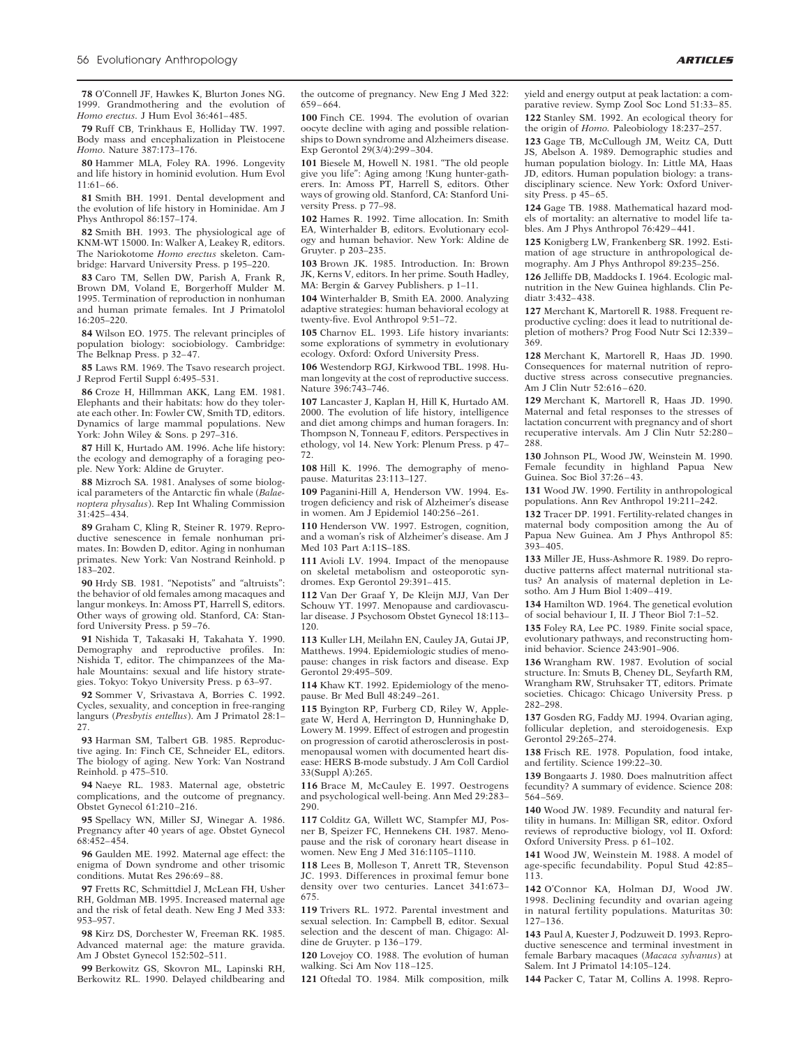**78** O'Connell JF, Hawkes K, Blurton Jones NG. 1999. Grandmothering and the evolution of *Homo erectus.* J Hum Evol 36:461–485.

**79** Ruff CB, Trinkhaus E, Holliday TW. 1997. Body mass and encephalization in Pleistocene *Homo.* Nature 387:173–176.

**80** Hammer MLA, Foley RA. 1996. Longevity and life history in hominid evolution. Hum Evol 11:61–66.

**81** Smith BH. 1991. Dental development and the evolution of life history in Hominidae. Am J Phys Anthropol 86:157–174.

**82** Smith BH. 1993. The physiological age of KNM-WT 15000. In: Walker A, Leakey R, editors. The Nariokotome *Homo erectus* skeleton. Cambridge: Harvard University Press. p 195–220.

**83** Caro TM, Sellen DW, Parish A, Frank R, Brown DM, Voland E, Borgerhoff Mulder M. 1995. Termination of reproduction in nonhuman and human primate females. Int J Primatolol 16:205–220.

**84** Wilson EO. 1975. The relevant principles of population biology: sociobiology. Cambridge: The Belknap Press. p 32–47.

**85** Laws RM. 1969. The Tsavo research project. J Reprod Fertil Suppl 6:495–531.

**86** Croze H, Hillmman AKK, Lang EM. 1981. Elephants and their habitats: how do they tolerate each other. In: Fowler CW, Smith TD, editors. Dynamics of large mammal populations. New York: John Wiley & Sons. p 297–316.

**87** Hill K, Hurtado AM. 1996. Ache life history: the ecology and demography of a foraging people. New York: Aldine de Gruyter.

**88** Mizroch SA. 1981. Analyses of some biological parameters of the Antarctic fin whale (*Balaenoptera physalus*). Rep Int Whaling Commission 31:425–434.

**89** Graham C, Kling R, Steiner R. 1979. Reproductive senescence in female nonhuman primates. In: Bowden D, editor. Aging in nonhuman primates. New York: Van Nostrand Reinhold. p 183–202.

**90** Hrdy SB. 1981. "Nepotists" and "altruists": the behavior of old females among macaques and langur monkeys. In: Amoss PT, Harrell S, editors. Other ways of growing old. Stanford, CA: Stanford University Press. p 59–76.

**91** Nishida T, Takasaki H, Takahata Y. 1990. Demography and reproductive profiles. In: Nishida T, editor. The chimpanzees of the Mahale Mountains: sexual and life history strategies. Tokyo: Tokyo University Press. p 63–97.

**92** Sommer V, Srivastava A, Borries C. 1992. Cycles, sexuality, and conception in free-ranging langurs (*Presbytis entellus*). Am J Primatol 28:1–27.

**93** Harman SM, Talbert GB. 1985. Reproductive aging. In: Finch CE, Schneider EL, editors. The biology of aging. New York: Van Nostrand Reinhold. p 475–510.

**94** Naeye RL. 1983. Maternal age, obstetric complications, and the outcome of pregnancy. Obstet Gynecol 61:210–216.

**95** Spellacy WN, Miller SJ, Winegar A. 1986. Pregnancy after 40 years of age. Obstet Gynecol 68:452–454.

**96** Gaulden ME. 1992. Maternal age effect: the enigma of Down syndrome and other trisomic conditions. Mutat Res 296:69–88.

**97** Fretts RC, Schmittdiel J, McLean FH, Usher RH, Goldman MB. 1995. Increased maternal age and the risk of fetal death. New Eng J Med 333: 953–957.

**98** Kirz DS, Dorchester W, Freeman RK. 1985. Advanced maternal age: the mature gravida. Am J Obstet Gynecol 152:502–511.

**99** Berkowitz GS, Skovron ML, Lapinski RH, Berkowitz RL. 1990. Delayed childbearing and the outcome of pregnancy. New Eng J Med 322: 659–664.

**100** Finch CE. 1994. The evolution of ovarian oocyte decline with aging and possible relationships to Down syndrome and Alzheimers disease. Exp Gerontol 29(3/4):299–304.

**101** Biesele M, Howell N. 1981. "The old people give you life": Aging among !Kung hunter-gatherers. In: Amoss PT, Harrell S, editors. Other ways of growing old. Stanford, CA: Stanford University Press. p 77–98.

**102** Hames R. 1992. Time allocation. In: Smith EA, Winterhalder B, editors. Evolutionary ecology and human behavior. New York: Aldine de Gruyter. p 203–235.

**103** Brown JK. 1985. Introduction. In: Brown JK, Kerns V, editors. In her prime. South Hadley, MA: Bergin & Garvey Publishers. p 1–11.

**104** Winterhalder B, Smith EA. 2000. Analyzing adaptive strategies: human behavioral ecology at twenty-five. Evol Anthropol 9:51–72.

**105** Charnov EL. 1993. Life history invariants: some explorations of symmetry in evolutionary ecology. Oxford: Oxford University Press.

**106** Westendorp RGJ, Kirkwood TBL. 1998. Human longevity at the cost of reproductive success. Nature 396:743–746.

**107** Lancaster J, Kaplan H, Hill K, Hurtado AM. 2000. The evolution of life history, intelligence and diet among chimps and human foragers. In: Thompson N, Tonneau F, editors. Perspectives in ethology, vol 14. New York: Plenum Press. p 47–72.

**108** Hill K. 1996. The demography of menopause. Maturitas 23:113–127.

**109** Paganini-Hill A, Henderson VW. 1994. Estrogen deficiency and risk of Alzheimer's disease in women. Am J Epidemiol 140:256–261.

**110** Henderson VW. 1997. Estrogen, cognition, and a woman's risk of Alzheimer's disease. Am J Med 103 Part A:11S–18S.

**111** Avioli LV. 1994. Impact of the menopause on skeletal metabolism and osteoporotic syndromes. Exp Gerontol 29:391–415.

**112** Van Der Graaf Y, De Kleijn MJJ, Van Der Schouw YT. 1997. Menopause and cardiovascular disease. J Psychosom Obstet Gynecol 18:113–120.

**113** Kuller LH, Meilahn EN, Cauley JA, Gutai JP, Matthews. 1994. Epidemiologic studies of menopause: changes in risk factors and disease. Exp Gerontol 29:495–509.

**114** Khaw KT. 1992. Epidemiology of the menopause. Br Med Bull 48:249–261.

**115** Byington RP, Furberg CD, Riley W, Applegate W, Herd A, Herrington D, Hunninghake D, Lowery M. 1999. Effect of estrogen and progestin on progression of carotid atherosclerosis in postmenopausal women with documented heart disease: HERS B-mode substudy. J Am Coll Cardiol 33(Suppl A):265.

**116** Brace M, McCauley E. 1997. Oestrogens and psychological well-being. Ann Med 29:283–290.

**117** Colditz GA, Willett WC, Stampfer MJ, Posner B, Speizer FC, Hennekens CH. 1987. Menopause and the risk of coronary heart disease in women. New Eng J Med 316:1105–1110.

**118** Lees B, Molleson T, Anrett TR, Stevenson JC. 1993. Differences in proximal femur bone density over two centuries. Lancet 341:673–675.

**119** Trivers RL. 1972. Parental investment and sexual selection. In: Campbell B, editor. Sexual selection and the descent of man. Chigago: Aldine de Gruyter. p 136–179.

**120** Lovejoy CO. 1988. The evolution of human walking. Sci Am Nov 118–125.

**121** Oftedal TO. 1984. Milk composition, milk yield and energy output at peak lactation: a comparative review. Symp Zool Soc Lond 51:33–85.

**122** Stanley SM. 1992. An ecological theory for the origin of *Homo.* Paleobiology 18:237–257.

**123** Gage TB, McCullough JM, Weitz CA, Dutt JS, Abelson A. 1989. Demographic studies and human population biology. In: Little MA, Haas JD, editors. Human population biology: a transdisciplinary science. New York: Oxford University Press. p 45–65.

**124** Gage TB. 1988. Mathematical hazard models of mortality: an alternative to model life tables. Am J Phys Anthropol 76:429–441.

**125** Konigberg LW, Frankenberg SR. 1992. Estimation of age structure in anthropological demography. Am J Phys Anthropol 89:235–256.

**126** Jelliffe DB, Maddocks I. 1964. Ecologic malnutrition in the New Guinea highlands. Clin Pediatr 3:432–438.

**127** Merchant K, Martorell R. 1988. Frequent reproductive cycling: does it lead to nutritional depletion of mothers? Prog Food Nutr Sci 12:339–369.

**128** Merchant K, Martorell R, Haas JD. 1990. Consequences for maternal nutrition of reproductive stress across consecutive pregnancies. Am J Clin Nutr 52:616–620.

**129** Merchant K, Martorell R, Haas JD. 1990. Maternal and fetal responses to the stresses of lactation concurrent with pregnancy and of short recuperative intervals. Am J Clin Nutr 52:280–288.

**130** Johnson PL, Wood JW, Weinstein M. 1990. Female fecundity in highland Papua New Guinea. Soc Biol 37:26–43.

**131** Wood JW. 1990. Fertility in anthropological populations. Ann Rev Anthropol 19:211–242.

**132** Tracer DP. 1991. Fertility-related changes in maternal body composition among the Au of Papua New Guinea. Am J Phys Anthropol 85: 393–405.

**133** Miller JE, Huss-Ashmore R. 1989. Do reproductive patterns affect maternal nutritional status? An analysis of maternal depletion in Lesotho. Am J Hum Biol 1:409–419.

**134** Hamilton WD. 1964. The genetical evolution of social behaviour I, II. J Theor Biol 7:1–52.

**135** Foley RA, Lee PC. 1989. Finite social space, evolutionary pathways, and reconstructing hominid behavior. Science 243:901–906.

**136** Wrangham RW. 1987. Evolution of social structure. In: Smuts B, Cheney DL, Seyfarth RM, Wrangham RW, Struhsaker TT, editors. Primate societies. Chicago: Chicago University Press. p 282–298.

**137** Gosden RG, Faddy MJ. 1994. Ovarian aging, follicular depletion, and steroidogenesis. Exp Gerontol 29:265–274.

**138** Frisch RE. 1978. Population, food intake, and fertility. Science 199:22–30.

**139** Bongaarts J. 1980. Does malnutrition affect fecundity? A summary of evidence. Science 208: 564–569.

**140** Wood JW. 1989. Fecundity and natural fertility in humans. In: Milligan SR, editor. Oxford reviews of reproductive biology, vol II. Oxford: Oxford University Press. p 61–102.

**141** Wood JW, Weinstein M. 1988. A model of age-specific fecundability. Popul Stud 42:85–113.

**142** O'Connor KA, Holman DJ, Wood JW. 1998. Declining fecundity and ovarian ageing in natural fertility populations. Maturitas 30: 127–136.

**143** Paul A, Kuester J, Podzuweit D. 1993. Reproductive senescence and terminal investment in female Barbary macaques (*Macaca sylvanus*) at Salem. Int J Primatol 14:105–124.

**144** Packer C, Tatar M, Collins A. 1998. Repro-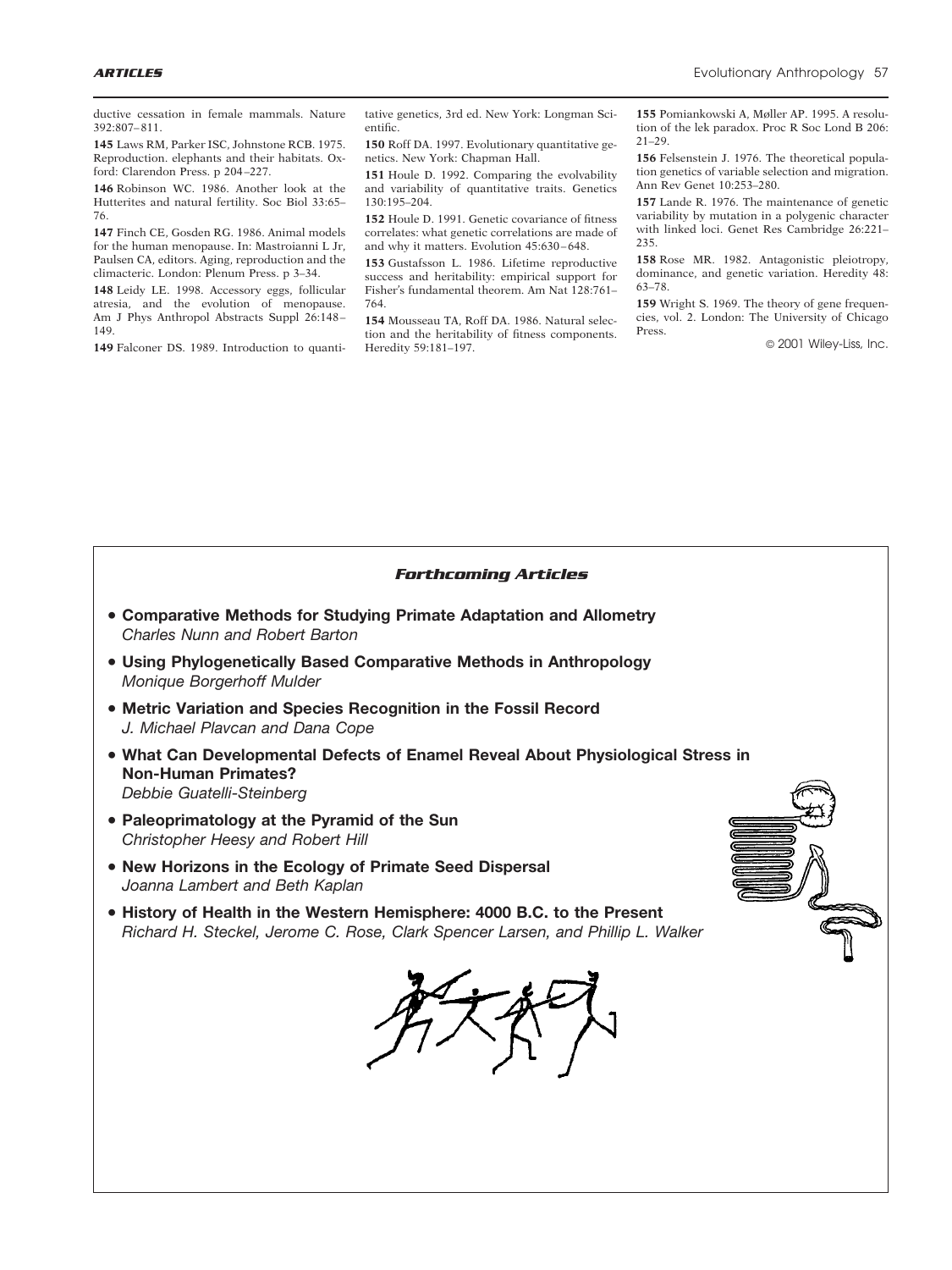ductive cessation in female mammals. Nature 392:807–811.

**145** Laws RM, Parker ISC, Johnstone RCB. 1975. Reproduction. elephants and their habitats. Oxford: Clarendon Press. p 204–227.

**146** Robinson WC. 1986. Another look at the Hutterites and natural fertility. Soc Biol 33:65–76.

**147** Finch CE, Gosden RG. 1986. Animal models for the human menopause. In: Mastroianni L Jr, Paulsen CA, editors. Aging, reproduction and the climacteric. London: Plenum Press. p 3–34.

**148** Leidy LE. 1998. Accessory eggs, follicular atresia, and the evolution of menopause. Am J Phys Anthropol Abstracts Suppl 26:148–149.

**149** Falconer DS. 1989. Introduction to quantitative genetics, 3rd ed. New York: Longman Scientific.

**150** Roff DA. 1997. Evolutionary quantitative genetics. New York: Chapman Hall.

**151** Houle D. 1992. Comparing the evolvability and variability of quantitative traits. Genetics 130:195–204.

**152** Houle D. 1991. Genetic covariance of fitness correlates: what genetic correlations are made of and why it matters. Evolution 45:630–648.

**153** Gustafsson L. 1986. Lifetime reproductive success and heritability: empirical support for Fisher's fundamental theorem. Am Nat 128:761–764.

**154** Mousseau TA, Roff DA. 1986. Natural selection and the heritability of fitness components. Heredity 59:181–197.

**155** Pomiankowski A, Møller AP. 1995. A resolution of the lek paradox. Proc R Soc Lond B 206: 21–29.

**156** Felsenstein J. 1976. The theoretical population genetics of variable selection and migration. Ann Rev Genet 10:253–280.

**157** Lande R. 1976. The maintenance of genetic variability by mutation in a polygenic character with linked loci. Genet Res Cambridge 26:221–235.

**158** Rose MR. 1982. Antagonistic pleiotropy, dominance, and genetic variation. Heredity 48: 63–78.

**159** Wright S. 1969. The theory of gene frequencies, vol. 2. London: The University of Chicago Press.

© 2001 Wiley-Liss, Inc.

### *Forthcoming Articles*

- **Comparative Methods for Studying Primate Adaptation and Allometry**
  *Charles Nunn and Robert Barton*
- **Using Phylogenetically Based Comparative Methods in Anthropology**
  *Monique Borgerhoff Mulder*
- **Metric Variation and Species Recognition in the Fossil Record**
  *J. Michael Plavcan and Dana Cope*
- **What Can Developmental Defects of Enamel Reveal About Physiological Stress in Non-Human Primates?**
  *Debbie Guatelli-Steinberg*
- **Paleoprimatology at the Pyramid of the Sun**
  *Christopher Heesy and Robert Hill*
- **New Horizons in the Ecology of Primate Seed Dispersal**
  *Joanna Lambert and Beth Kaplan*
- **History of Health in the Western Hemisphere: 4000 B.C. to the Present**
  *Richard H. Steckel, Jerome C. Rose, Clark Spencer Larsen, and Phillip L. Walker*